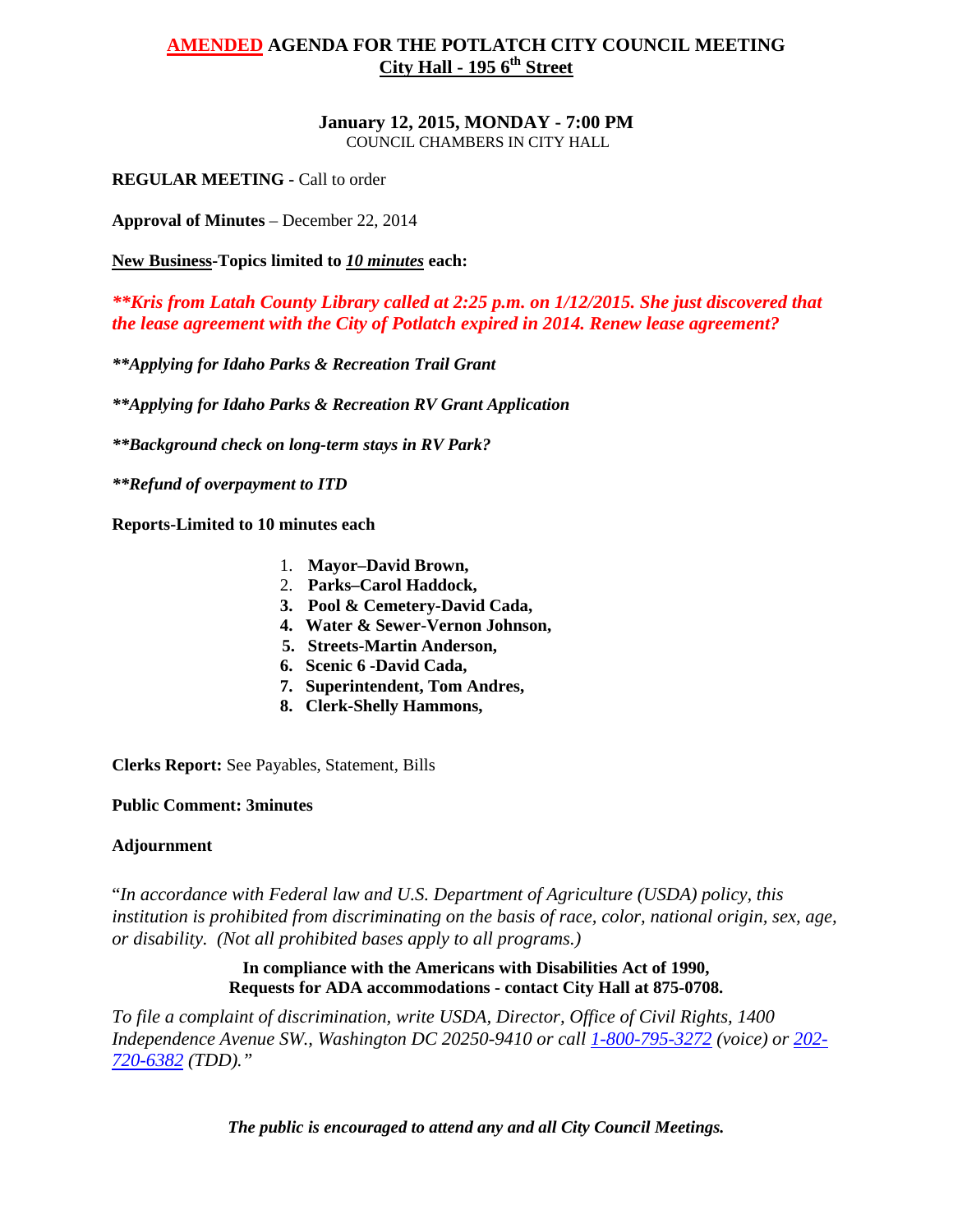# **AMENDED** AGENDA FOR THE POTLATCH CITY COUNCIL MEETING
## City Hall - 195 6th Street

**January 12, 2015, MONDAY - 7:00 PM**
COUNCIL CHAMBERS IN CITY HALL

**REGULAR MEETING -** Call to order

**Approval of Minutes** – December 22, 2014

**New Business-Topics limited to *10 minutes* each:**

***\*\*Kris from Latah County Library called at 2:25 p.m. on 1/12/2015. She just discovered that the lease agreement with the City of Potlatch expired in 2014. Renew lease agreement?***

***\*\*Applying for Idaho Parks & Recreation Trail Grant***

***\*\*Applying for Idaho Parks & Recreation RV Grant Application***

***\*\*Background check on long-term stays in RV Park?***

***\*\*Refund of overpayment to ITD***

**Reports-Limited to 10 minutes each**

1. **Mayor–David Brown,**
2. **Parks–Carol Haddock,**
3. **Pool & Cemetery-David Cada,**
4. **Water & Sewer-Vernon Johnson,**
5. **Streets-Martin Anderson,**
6. **Scenic 6 -David Cada,**
7. **Superintendent, Tom Andres,**
8. **Clerk-Shelly Hammons,**

**Clerks Report:** See Payables, Statement, Bills

**Public Comment: 3minutes**

**Adjournment**

"*In accordance with Federal law and U.S. Department of Agriculture (USDA) policy, this institution is prohibited from discriminating on the basis of race, color, national origin, sex, age, or disability. (Not all prohibited bases apply to all programs.)*

**In compliance with the Americans with Disabilities Act of 1990,**
**Requests for ADA accommodations - contact City Hall at 875-0708.**

*To file a complaint of discrimination, write USDA, Director, Office of Civil Rights, 1400 Independence Avenue SW., Washington DC 20250-9410 or call 1-800-795-3272 (voice) or 202-720-6382 (TDD)."*

***The public is encouraged to attend any and all City Council Meetings.***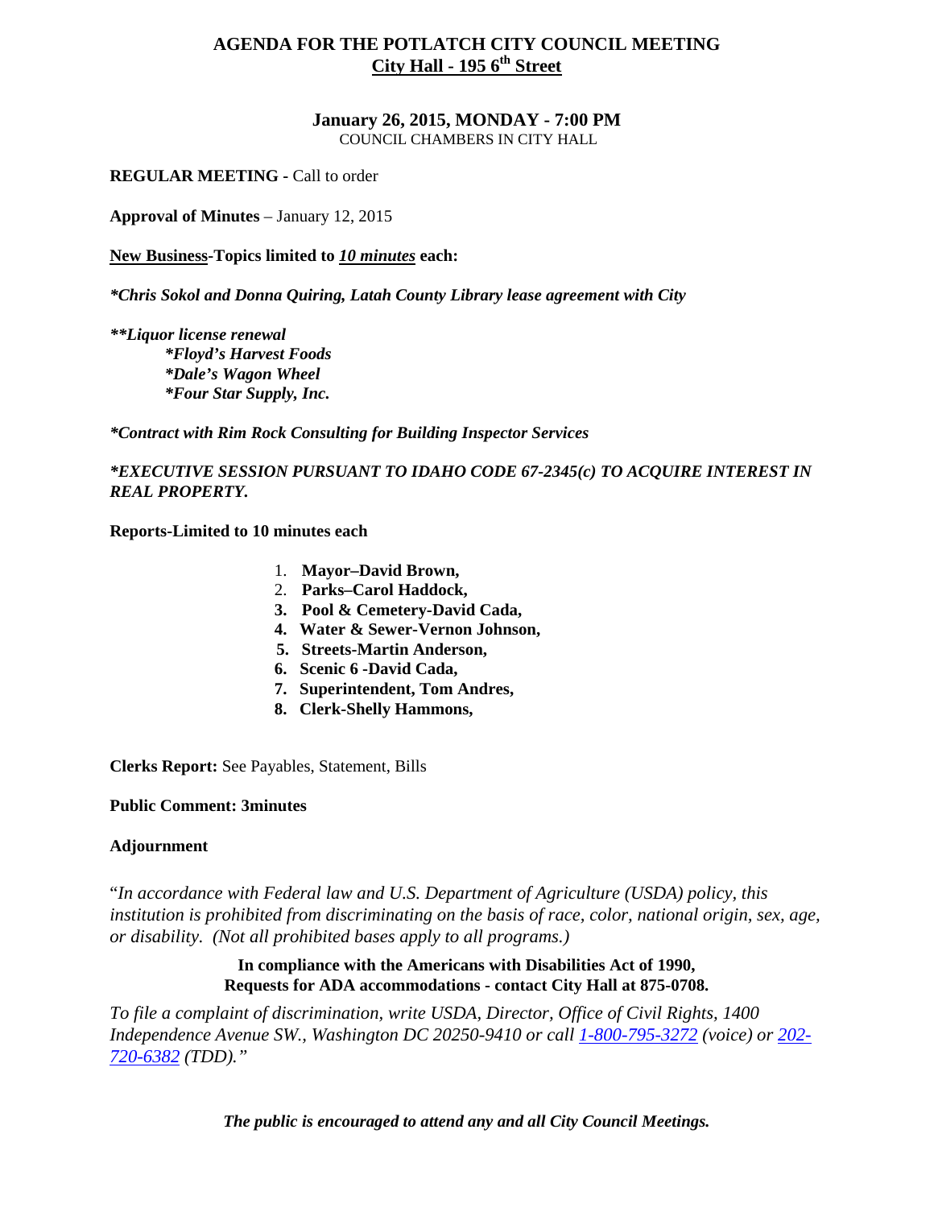# AGENDA FOR THE POTLATCH CITY COUNCIL MEETING
## City Hall - 195 6th Street

**January 26, 2015, MONDAY - 7:00 PM**
COUNCIL CHAMBERS IN CITY HALL

**REGULAR MEETING -** Call to order

**Approval of Minutes** – January 12, 2015

**New Business-Topics limited to *10 minutes* each:**

***Chris Sokol and Donna Quiring, Latah County Library lease agreement with City***

*****Liquor license renewal***
- ***Floyd's Harvest Foods***
- ***Dale's Wagon Wheel***
- ***Four Star Supply, Inc.***

***Contract with Rim Rock Consulting for Building Inspector Services***

***EXECUTIVE SESSION PURSUANT TO IDAHO CODE 67-2345(c) TO ACQUIRE INTEREST IN REAL PROPERTY.***

**Reports-Limited to 10 minutes each**

1. **Mayor–David Brown,**
2. **Parks–Carol Haddock,**
3. **Pool & Cemetery-David Cada,**
4. **Water & Sewer-Vernon Johnson,**
5. **Streets-Martin Anderson,**
6. **Scenic 6 -David Cada,**
7. **Superintendent, Tom Andres,**
8. **Clerk-Shelly Hammons,**

**Clerks Report:** See Payables, Statement, Bills

**Public Comment: 3minutes**

**Adjournment**

"*In accordance with Federal law and U.S. Department of Agriculture (USDA) policy, this institution is prohibited from discriminating on the basis of race, color, national origin, sex, age, or disability. (Not all prohibited bases apply to all programs.)*

**In compliance with the Americans with Disabilities Act of 1990, Requests for ADA accommodations - contact City Hall at 875-0708.**

*To file a complaint of discrimination, write USDA, Director, Office of Civil Rights, 1400 Independence Avenue SW., Washington DC 20250-9410 or call 1-800-795-3272 (voice) or 202-720-6382 (TDD)."*

***The public is encouraged to attend any and all City Council Meetings.***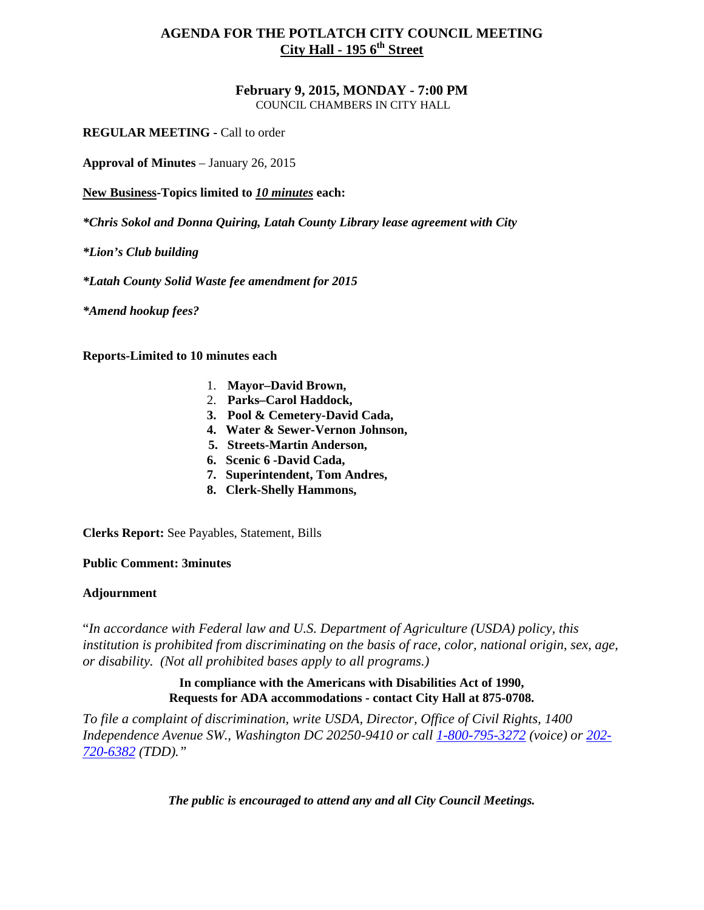# AGENDA FOR THE POTLATCH CITY COUNCIL MEETING

## City Hall - 195 6th Street

### February 9, 2015, MONDAY - 7:00 PM

COUNCIL CHAMBERS IN CITY HALL

**REGULAR MEETING -** Call to order

**Approval of Minutes** – January 26, 2015

**New Business-Topics limited to *10 minutes* each:**

***Chris Sokol and Donna Quiring, Latah County Library lease agreement with City***

***Lion's Club building***

***Latah County Solid Waste fee amendment for 2015***

***Amend hookup fees?***

**Reports-Limited to 10 minutes each**

1. **Mayor–David Brown,**
2. **Parks–Carol Haddock,**
3. **Pool & Cemetery-David Cada,**
4. **Water & Sewer-Vernon Johnson,**
5. **Streets-Martin Anderson,**
6. **Scenic 6 -David Cada,**
7. **Superintendent, Tom Andres,**
8. **Clerk-Shelly Hammons,**

**Clerks Report:** See Payables, Statement, Bills

**Public Comment: 3minutes**

**Adjournment**

"*In accordance with Federal law and U.S. Department of Agriculture (USDA) policy, this institution is prohibited from discriminating on the basis of race, color, national origin, sex, age, or disability. (Not all prohibited bases apply to all programs.)*

**In compliance with the Americans with Disabilities Act of 1990, Requests for ADA accommodations - contact City Hall at 875-0708.**

*To file a complaint of discrimination, write USDA, Director, Office of Civil Rights, 1400 Independence Avenue SW., Washington DC 20250-9410 or call 1-800-795-3272 (voice) or 202-720-6382 (TDD)."*

***The public is encouraged to attend any and all City Council Meetings.***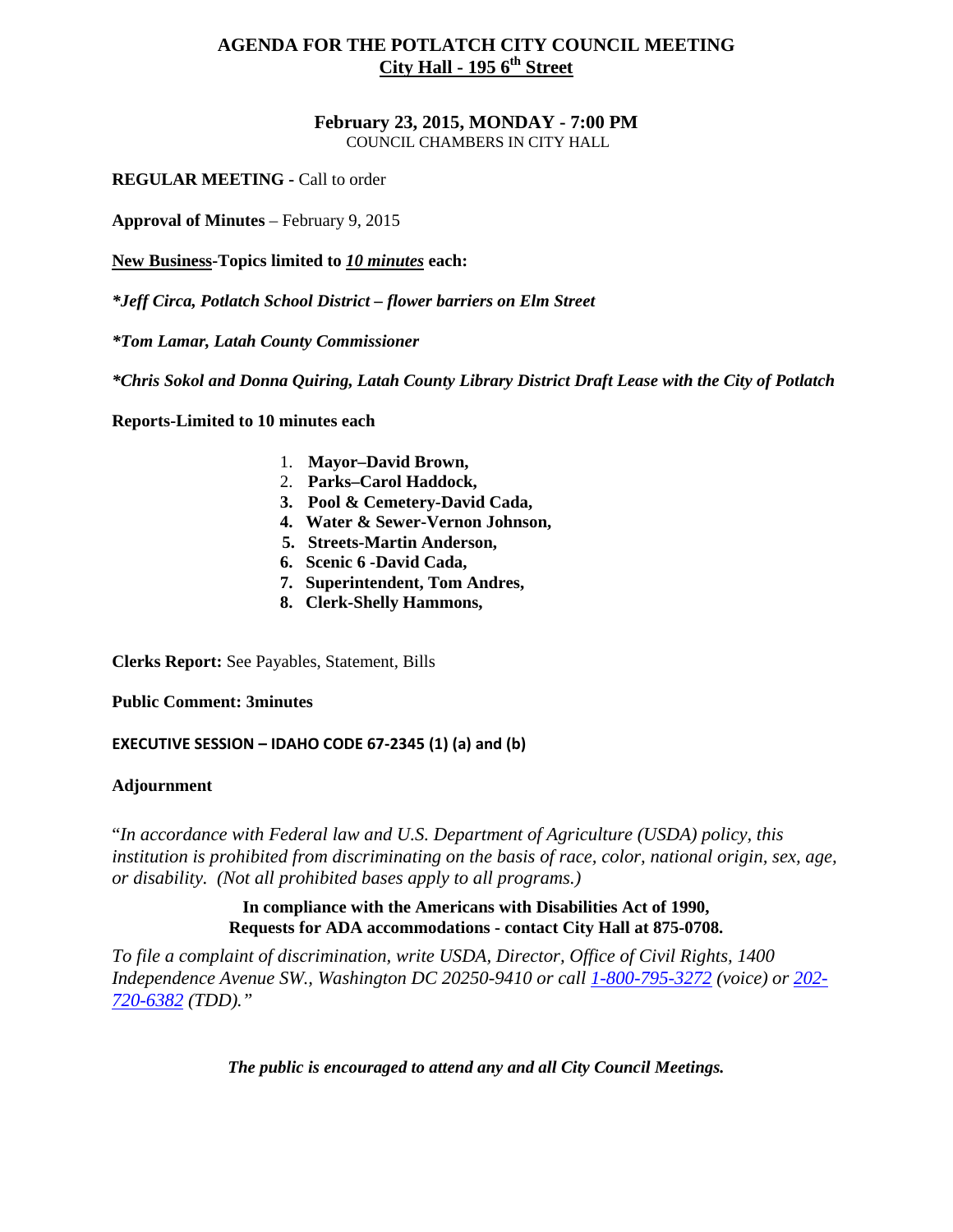# AGENDA FOR THE POTLATCH CITY COUNCIL MEETING

## City Hall - 195 6th Street

**February 23, 2015, MONDAY - 7:00 PM**
COUNCIL CHAMBERS IN CITY HALL

**REGULAR MEETING -** Call to order

**Approval of Minutes** – February 9, 2015

**New Business-Topics limited to *10 minutes* each:**

***Jeff Circa, Potlatch School District – flower barriers on Elm Street***

***Tom Lamar, Latah County Commissioner***

***Chris Sokol and Donna Quiring, Latah County Library District Draft Lease with the City of Potlatch***

**Reports-Limited to 10 minutes each**

1. **Mayor–David Brown,**
2. **Parks–Carol Haddock,**
3. **Pool & Cemetery-David Cada,**
4. **Water & Sewer-Vernon Johnson,**
5. **Streets-Martin Anderson,**
6. **Scenic 6 -David Cada,**
7. **Superintendent, Tom Andres,**
8. **Clerk-Shelly Hammons,**

**Clerks Report:** See Payables, Statement, Bills

**Public Comment: 3minutes**

**EXECUTIVE SESSION – IDAHO CODE 67-2345 (1) (a) and (b)**

**Adjournment**

"*In accordance with Federal law and U.S. Department of Agriculture (USDA) policy, this institution is prohibited from discriminating on the basis of race, color, national origin, sex, age, or disability. (Not all prohibited bases apply to all programs.)*

**In compliance with the Americans with Disabilities Act of 1990,**
**Requests for ADA accommodations - contact City Hall at 875-0708.**

*To file a complaint of discrimination, write USDA, Director, Office of Civil Rights, 1400 Independence Avenue SW., Washington DC 20250-9410 or call 1-800-795-3272 (voice) or 202-720-6382 (TDD)."*

***The public is encouraged to attend any and all City Council Meetings.***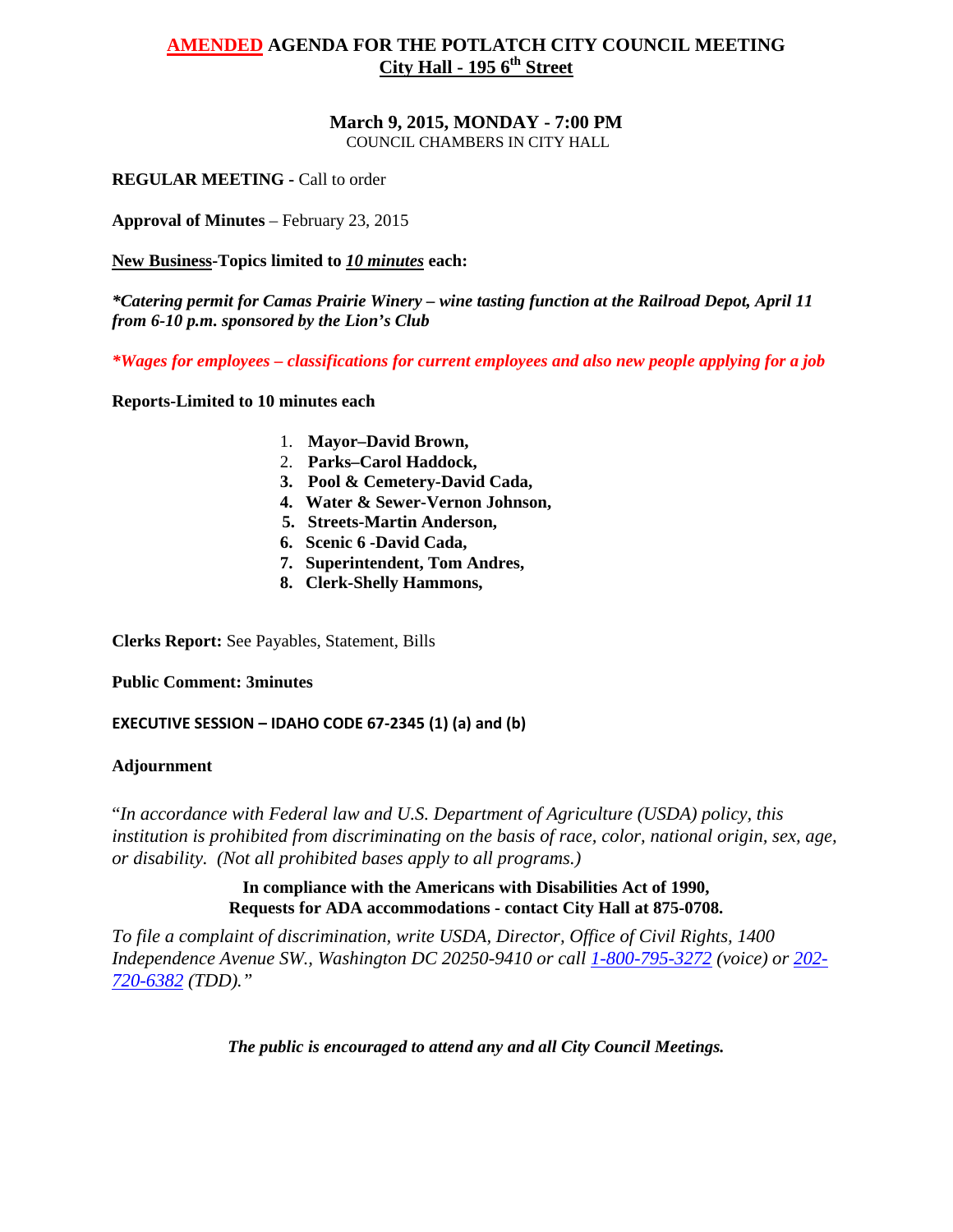# AMENDED AGENDA FOR THE POTLATCH CITY COUNCIL MEETING

## City Hall - 195 6th Street

### March 9, 2015, MONDAY - 7:00 PM

COUNCIL CHAMBERS IN CITY HALL

**REGULAR MEETING** - Call to order

**Approval of Minutes** – February 23, 2015

**New Business-Topics limited to *10 minutes* each:**

***Catering permit for Camas Prairie Winery – wine tasting function at the Railroad Depot, April 11 from 6-10 p.m. sponsored by the Lion's Club***

***Wages for employees – classifications for current employees and also new people applying for a job***

**Reports-Limited to 10 minutes each**

1. **Mayor–David Brown,**
2. **Parks–Carol Haddock,**
3. **Pool & Cemetery-David Cada,**
4. **Water & Sewer-Vernon Johnson,**
5. **Streets-Martin Anderson,**
6. **Scenic 6 -David Cada,**
7. **Superintendent, Tom Andres,**
8. **Clerk-Shelly Hammons,**

**Clerks Report:** See Payables, Statement, Bills

**Public Comment: 3minutes**

**EXECUTIVE SESSION – IDAHO CODE 67-2345 (1) (a) and (b)**

**Adjournment**

"*In accordance with Federal law and U.S. Department of Agriculture (USDA) policy, this institution is prohibited from discriminating on the basis of race, color, national origin, sex, age, or disability. (Not all prohibited bases apply to all programs.)*

**In compliance with the Americans with Disabilities Act of 1990, Requests for ADA accommodations - contact City Hall at 875-0708.**

*To file a complaint of discrimination, write USDA, Director, Office of Civil Rights, 1400 Independence Avenue SW., Washington DC 20250-9410 or call 1-800-795-3272 (voice) or 202-720-6382 (TDD)."*

***The public is encouraged to attend any and all City Council Meetings.***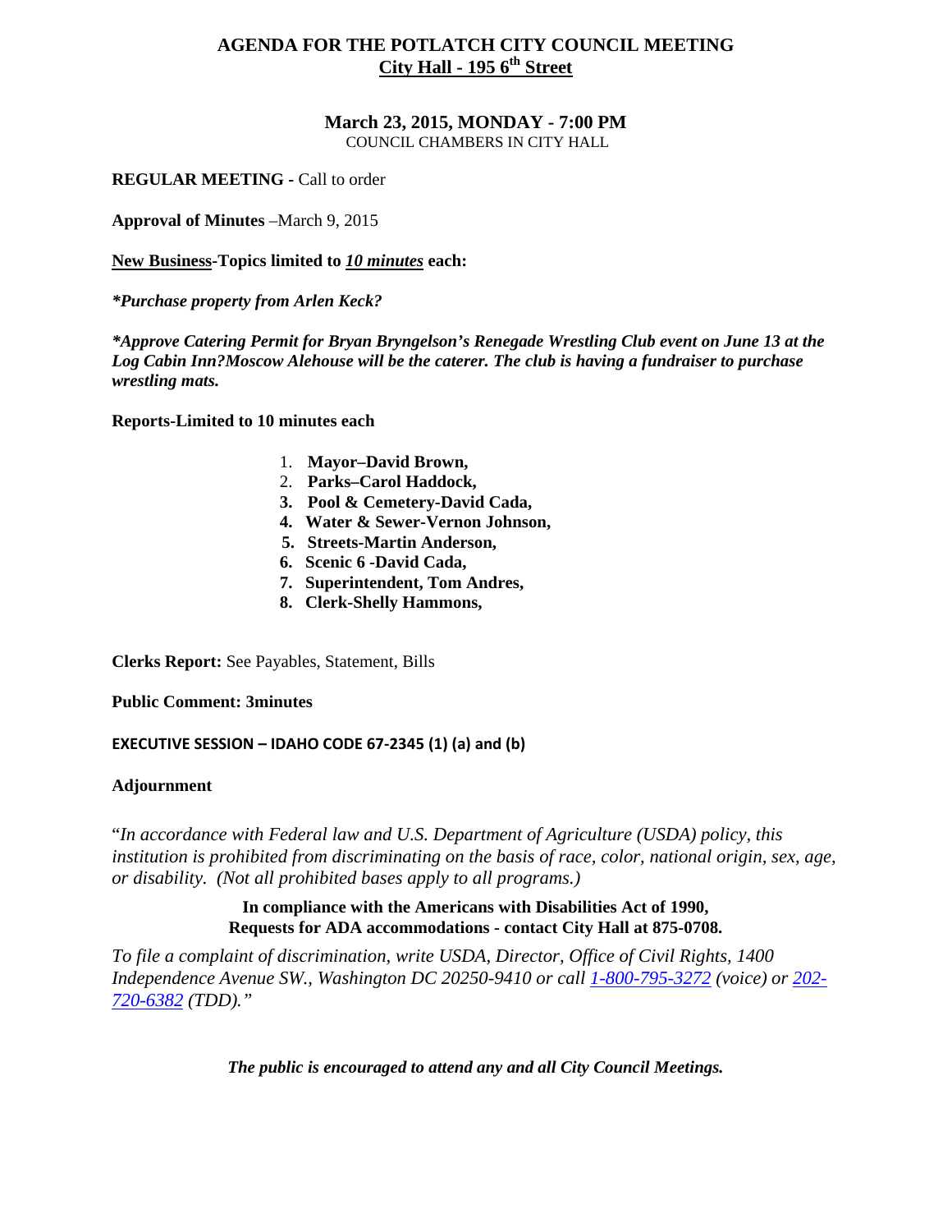# AGENDA FOR THE POTLATCH CITY COUNCIL MEETING
## City Hall - 195 6th Street

**March 23, 2015, MONDAY - 7:00 PM**
COUNCIL CHAMBERS IN CITY HALL

**REGULAR MEETING -** Call to order

**Approval of Minutes** –March 9, 2015

**New Business-Topics limited to *10 minutes* each:**

***Purchase property from Arlen Keck?***

***Approve Catering Permit for Bryan Bryngelson's Renegade Wrestling Club event on June 13 at the Log Cabin Inn?Moscow Alehouse will be the caterer. The club is having a fundraiser to purchase wrestling mats.***

**Reports-Limited to 10 minutes each**

1. **Mayor–David Brown,**
2. **Parks–Carol Haddock,**
3. **Pool & Cemetery-David Cada,**
4. **Water & Sewer-Vernon Johnson,**
5. **Streets-Martin Anderson,**
6. **Scenic 6 -David Cada,**
7. **Superintendent, Tom Andres,**
8. **Clerk-Shelly Hammons,**

**Clerks Report:** See Payables, Statement, Bills

**Public Comment: 3minutes**

**EXECUTIVE SESSION – IDAHO CODE 67-2345 (1) (a) and (b)**

**Adjournment**

"*In accordance with Federal law and U.S. Department of Agriculture (USDA) policy, this institution is prohibited from discriminating on the basis of race, color, national origin, sex, age, or disability. (Not all prohibited bases apply to all programs.)*

**In compliance with the Americans with Disabilities Act of 1990,
Requests for ADA accommodations - contact City Hall at 875-0708.**

*To file a complaint of discrimination, write USDA, Director, Office of Civil Rights, 1400 Independence Avenue SW., Washington DC 20250-9410 or call 1-800-795-3272 (voice) or 202-720-6382 (TDD)."*

***The public is encouraged to attend any and all City Council Meetings.***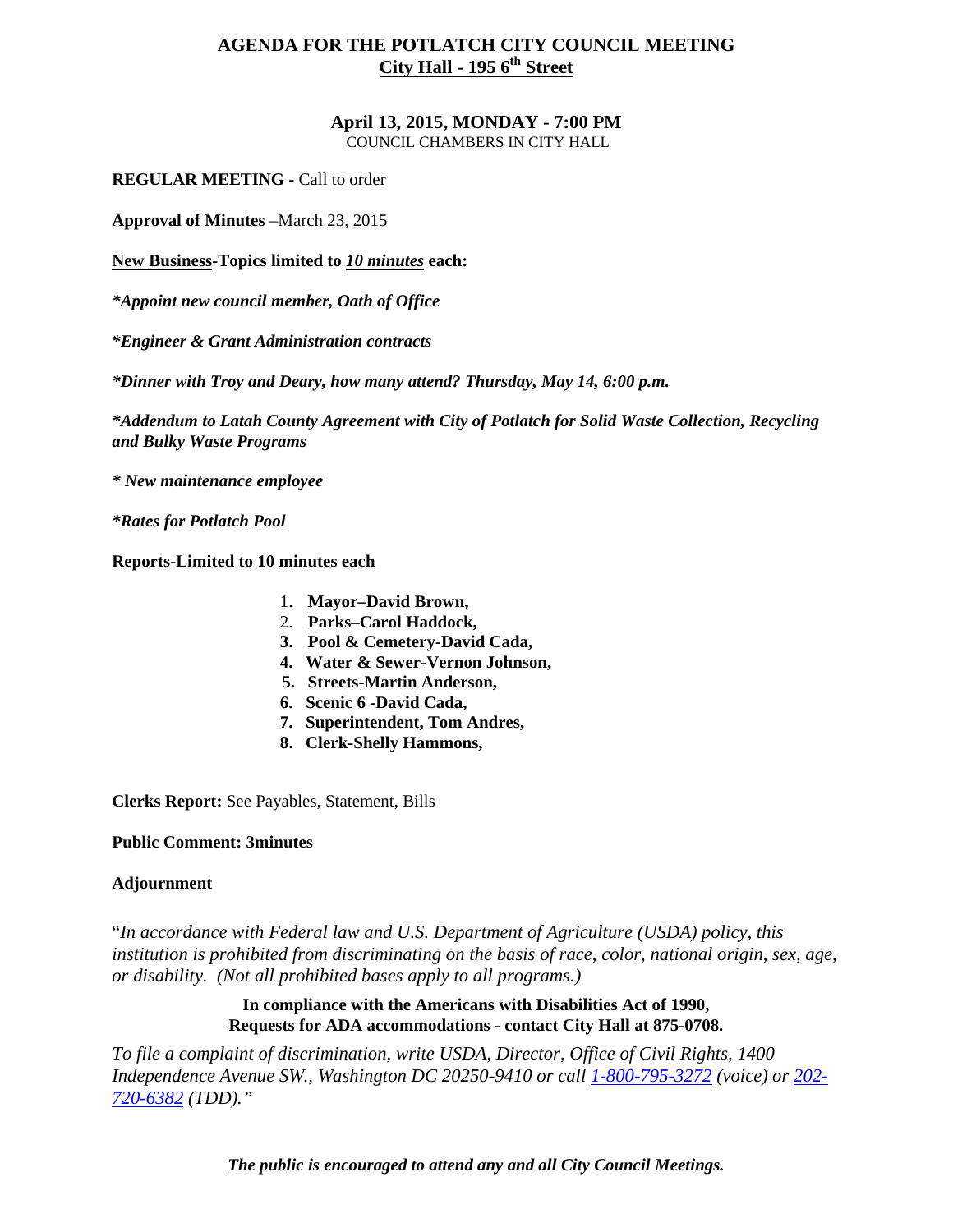# AGENDA FOR THE POTLATCH CITY COUNCIL MEETING

## City Hall - 195 6th Street

**April 13, 2015, MONDAY - 7:00 PM**

COUNCIL CHAMBERS IN CITY HALL

**REGULAR MEETING -** Call to order

**Approval of Minutes** –March 23, 2015

**New Business-Topics limited to *10 minutes* each:**

***Appoint new council member, Oath of Office***

***Engineer & Grant Administration contracts***

***Dinner with Troy and Deary, how many attend? Thursday, May 14, 6:00 p.m.***

***Addendum to Latah County Agreement with City of Potlatch for Solid Waste Collection, Recycling and Bulky Waste Programs***

***\* New maintenance employee***

***Rates for Potlatch Pool***

**Reports-Limited to 10 minutes each**

1. **Mayor–David Brown,**
2. **Parks–Carol Haddock,**
3. **Pool & Cemetery-David Cada,**
4. **Water & Sewer-Vernon Johnson,**
5. **Streets-Martin Anderson,**
6. **Scenic 6 -David Cada,**
7. **Superintendent, Tom Andres,**
8. **Clerk-Shelly Hammons,**

**Clerks Report:** See Payables, Statement, Bills

**Public Comment: 3minutes**

**Adjournment**

"*In accordance with Federal law and U.S. Department of Agriculture (USDA) policy, this institution is prohibited from discriminating on the basis of race, color, national origin, sex, age, or disability. (Not all prohibited bases apply to all programs.)*

**In compliance with the Americans with Disabilities Act of 1990, Requests for ADA accommodations - contact City Hall at 875-0708.**

*To file a complaint of discrimination, write USDA, Director, Office of Civil Rights, 1400 Independence Avenue SW., Washington DC 20250-9410 or call 1-800-795-3272 (voice) or 202-720-6382 (TDD)."*

***The public is encouraged to attend any and all City Council Meetings.***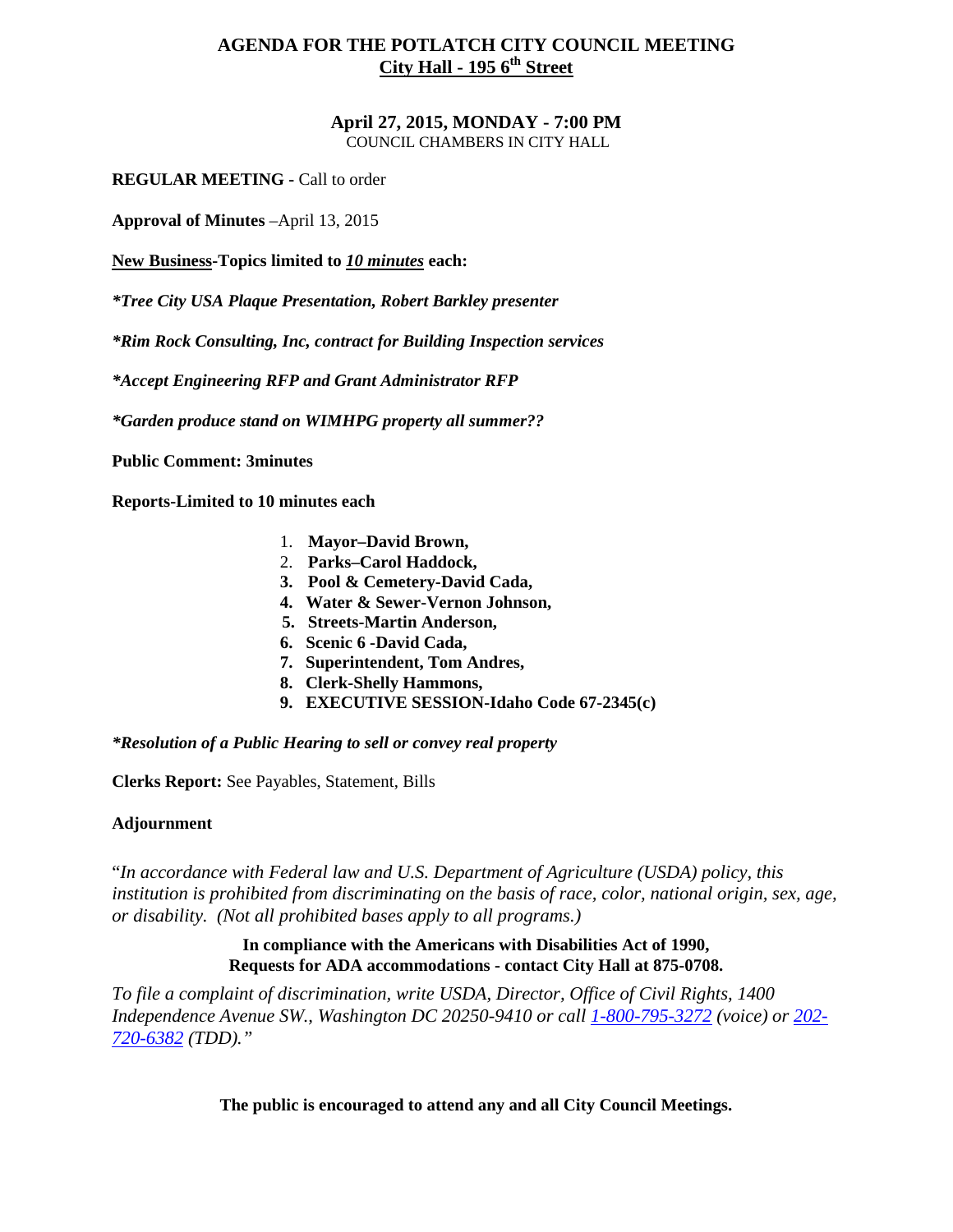# AGENDA FOR THE POTLATCH CITY COUNCIL MEETING

## City Hall - 195 6th Street

**April 27, 2015, MONDAY - 7:00 PM**
COUNCIL CHAMBERS IN CITY HALL

**REGULAR MEETING -** Call to order

**Approval of Minutes** –April 13, 2015

**New Business-Topics limited to *10 minutes* each:**

***Tree City USA Plaque Presentation, Robert Barkley presenter***

***Rim Rock Consulting, Inc, contract for Building Inspection services***

***Accept Engineering RFP and Grant Administrator RFP***

***Garden produce stand on WIMHPG property all summer??***

**Public Comment: 3minutes**

**Reports-Limited to 10 minutes each**

1. **Mayor–David Brown,**
2. **Parks–Carol Haddock,**
3. **Pool & Cemetery-David Cada,**
4. **Water & Sewer-Vernon Johnson,**
5. **Streets-Martin Anderson,**
6. **Scenic 6 -David Cada,**
7. **Superintendent, Tom Andres,**
8. **Clerk-Shelly Hammons,**
9. **EXECUTIVE SESSION-Idaho Code 67-2345(c)**

***Resolution of a Public Hearing to sell or convey real property***

**Clerks Report:** See Payables, Statement, Bills

**Adjournment**

"*In accordance with Federal law and U.S. Department of Agriculture (USDA) policy, this institution is prohibited from discriminating on the basis of race, color, national origin, sex, age, or disability. (Not all prohibited bases apply to all programs.)*

**In compliance with the Americans with Disabilities Act of 1990, Requests for ADA accommodations - contact City Hall at 875-0708.**

*To file a complaint of discrimination, write USDA, Director, Office of Civil Rights, 1400 Independence Avenue SW., Washington DC 20250-9410 or call 1-800-795-3272 (voice) or 202-720-6382 (TDD)."*

**The public is encouraged to attend any and all City Council Meetings.**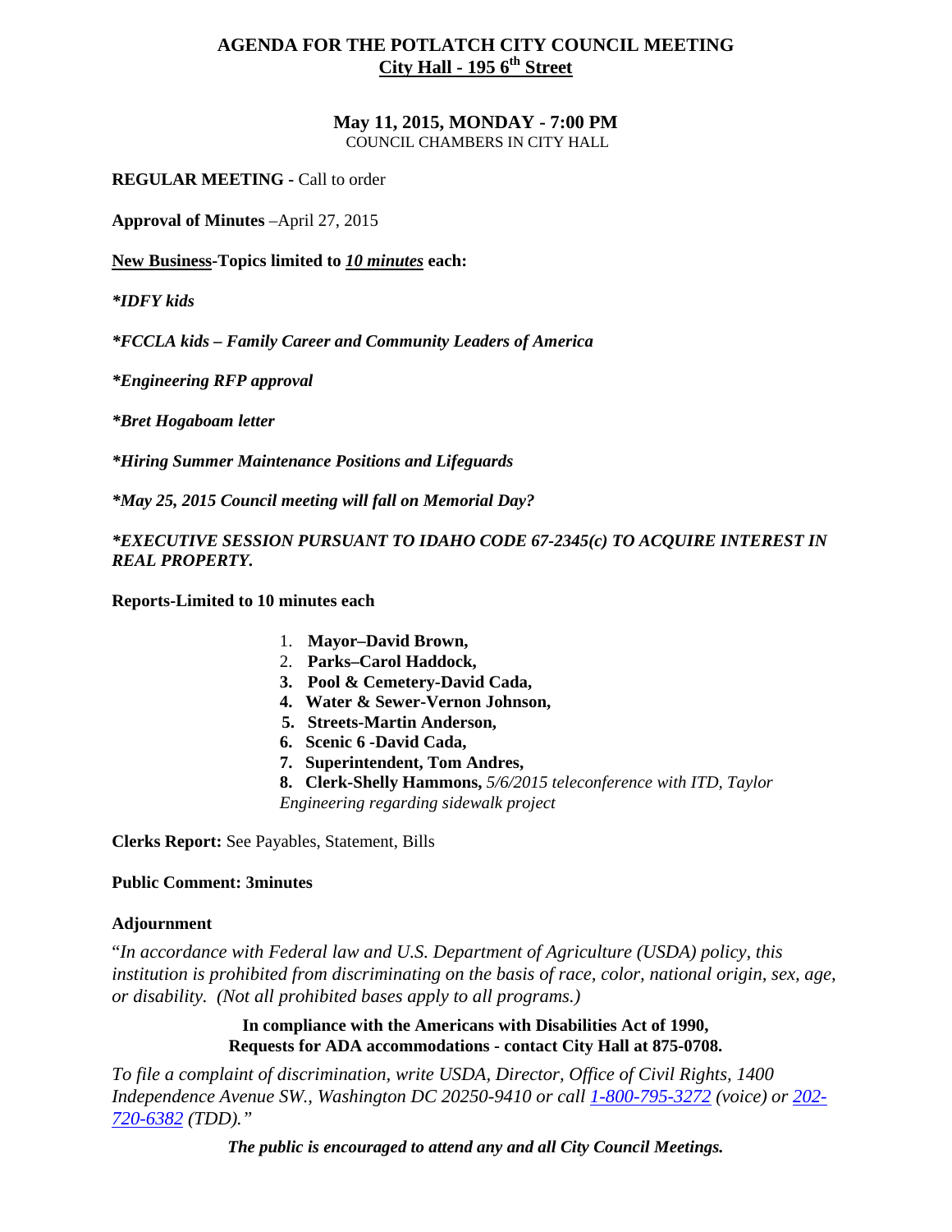# AGENDA FOR THE POTLATCH CITY COUNCIL MEETING
## City Hall - 195 6th Street

**May 11, 2015, MONDAY - 7:00 PM**
COUNCIL CHAMBERS IN CITY HALL

**REGULAR MEETING -** Call to order

**Approval of Minutes** –April 27, 2015

**New Business-Topics limited to *10 minutes* each:**

***IDFY kids***

***FCCLA kids – Family Career and Community Leaders of America***

***Engineering RFP approval***

***Bret Hogaboam letter***

***Hiring Summer Maintenance Positions and Lifeguards***

***May 25, 2015 Council meeting will fall on Memorial Day?***

***EXECUTIVE SESSION PURSUANT TO IDAHO CODE 67-2345(c) TO ACQUIRE INTEREST IN REAL PROPERTY.***

**Reports-Limited to 10 minutes each**

1. **Mayor–David Brown,**
2. **Parks–Carol Haddock,**
3. **Pool & Cemetery-David Cada,**
4. **Water & Sewer-Vernon Johnson,**
5. **Streets-Martin Anderson,**
6. **Scenic 6 -David Cada,**
7. **Superintendent, Tom Andres,**
8. **Clerk-Shelly Hammons,** *5/6/2015 teleconference with ITD, Taylor Engineering regarding sidewalk project*

**Clerks Report:** See Payables, Statement, Bills

**Public Comment: 3minutes**

**Adjournment**

"*In accordance with Federal law and U.S. Department of Agriculture (USDA) policy, this institution is prohibited from discriminating on the basis of race, color, national origin, sex, age, or disability. (Not all prohibited bases apply to all programs.)*

**In compliance with the Americans with Disabilities Act of 1990, Requests for ADA accommodations - contact City Hall at 875-0708.**

*To file a complaint of discrimination, write USDA, Director, Office of Civil Rights, 1400 Independence Avenue SW., Washington DC 20250-9410 or call 1-800-795-3272 (voice) or 202-720-6382 (TDD)."*

***The public is encouraged to attend any and all City Council Meetings.***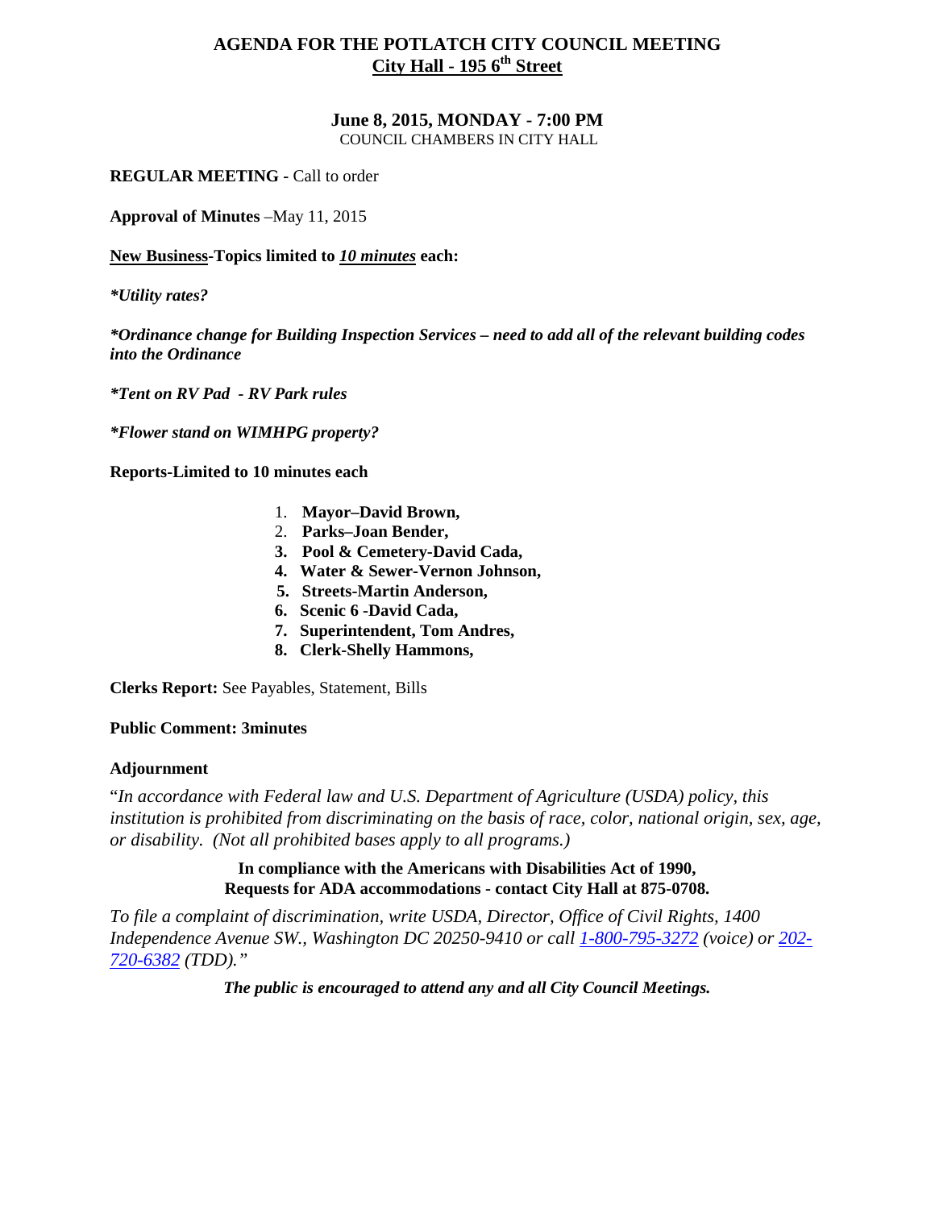# AGENDA FOR THE POTLATCH CITY COUNCIL MEETING

## City Hall - 195 6th Street

### June 8, 2015, MONDAY - 7:00 PM

COUNCIL CHAMBERS IN CITY HALL

**REGULAR MEETING -** Call to order

**Approval of Minutes** –May 11, 2015

**New Business-Topics limited to *10 minutes* each:**

***Utility rates?***

***Ordinance change for Building Inspection Services – need to add all of the relevant building codes into the Ordinance***

***Tent on RV Pad - RV Park rules***

***Flower stand on WIMHPG property?***

**Reports-Limited to 10 minutes each**

1. **Mayor–David Brown,**
2. **Parks–Joan Bender,**
3. **Pool & Cemetery-David Cada,**
4. **Water & Sewer-Vernon Johnson,**
5. **Streets-Martin Anderson,**
6. **Scenic 6 -David Cada,**
7. **Superintendent, Tom Andres,**
8. **Clerk-Shelly Hammons,**

**Clerks Report:** See Payables, Statement, Bills

**Public Comment: 3minutes**

**Adjournment**

"*In accordance with Federal law and U.S. Department of Agriculture (USDA) policy, this institution is prohibited from discriminating on the basis of race, color, national origin, sex, age, or disability. (Not all prohibited bases apply to all programs.)*

**In compliance with the Americans with Disabilities Act of 1990, Requests for ADA accommodations - contact City Hall at 875-0708.**

*To file a complaint of discrimination, write USDA, Director, Office of Civil Rights, 1400 Independence Avenue SW., Washington DC 20250-9410 or call 1-800-795-3272 (voice) or 202-720-6382 (TDD)."*

***The public is encouraged to attend any and all City Council Meetings.***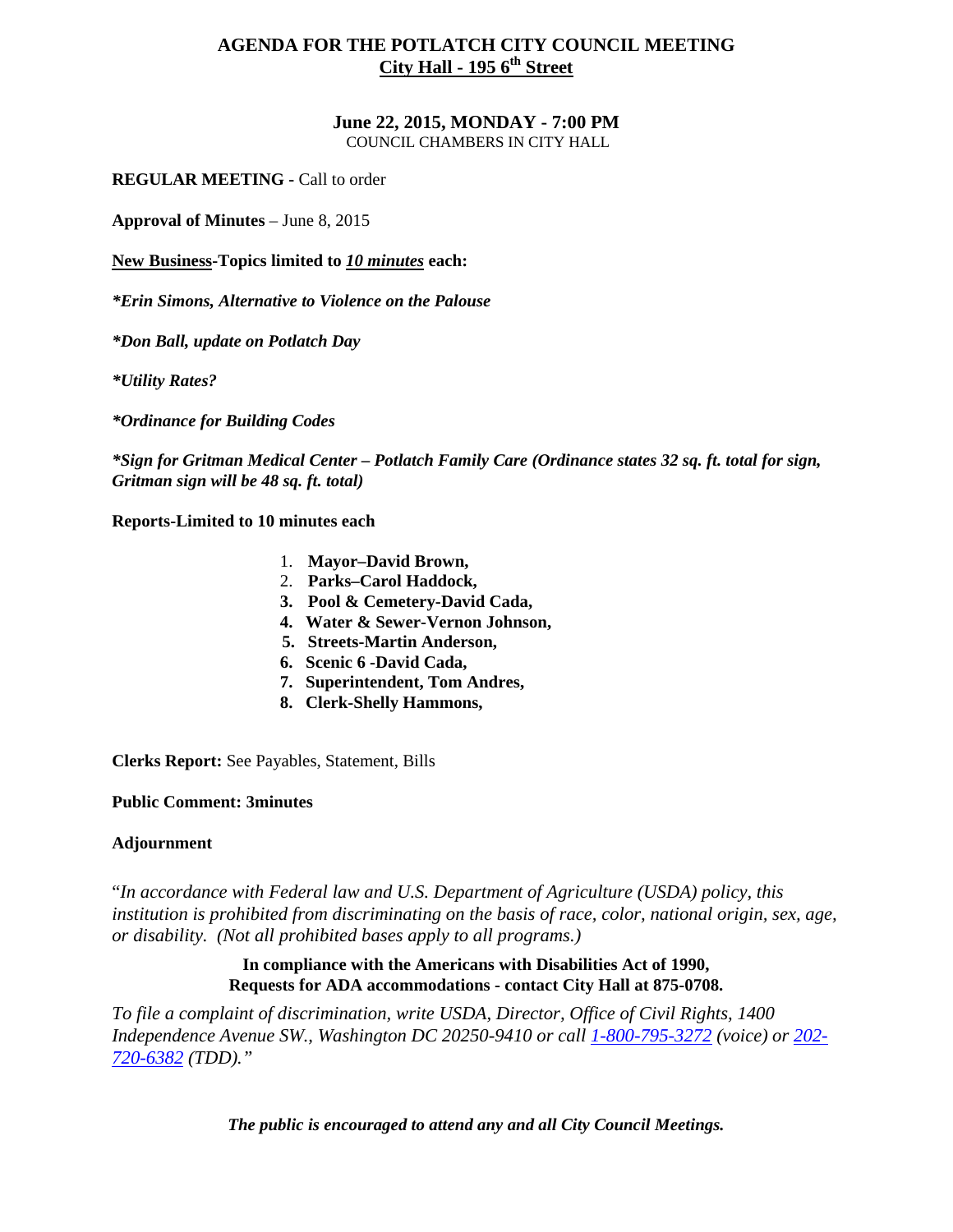# AGENDA FOR THE POTLATCH CITY COUNCIL MEETING

## City Hall - 195 6th Street

### June 22, 2015, MONDAY - 7:00 PM

COUNCIL CHAMBERS IN CITY HALL

**REGULAR MEETING -** Call to order

**Approval of Minutes** – June 8, 2015

**New Business-Topics limited to *10 minutes* each:**

***Erin Simons, Alternative to Violence on the Palouse***

***Don Ball, update on Potlatch Day***

***Utility Rates?***

***Ordinance for Building Codes***

***Sign for Gritman Medical Center – Potlatch Family Care (Ordinance states 32 sq. ft. total for sign, Gritman sign will be 48 sq. ft. total)***

**Reports-Limited to 10 minutes each**

1. **Mayor–David Brown,**
2. **Parks–Carol Haddock,**
3. **Pool & Cemetery-David Cada,**
4. **Water & Sewer-Vernon Johnson,**
5. **Streets-Martin Anderson,**
6. **Scenic 6 -David Cada,**
7. **Superintendent, Tom Andres,**
8. **Clerk-Shelly Hammons,**

**Clerks Report:** See Payables, Statement, Bills

**Public Comment: 3minutes**

**Adjournment**

"*In accordance with Federal law and U.S. Department of Agriculture (USDA) policy, this institution is prohibited from discriminating on the basis of race, color, national origin, sex, age, or disability. (Not all prohibited bases apply to all programs.)*

**In compliance with the Americans with Disabilities Act of 1990, Requests for ADA accommodations - contact City Hall at 875-0708.**

*To file a complaint of discrimination, write USDA, Director, Office of Civil Rights, 1400 Independence Avenue SW., Washington DC 20250-9410 or call 1-800-795-3272 (voice) or 202-720-6382 (TDD)."*

***The public is encouraged to attend any and all City Council Meetings.***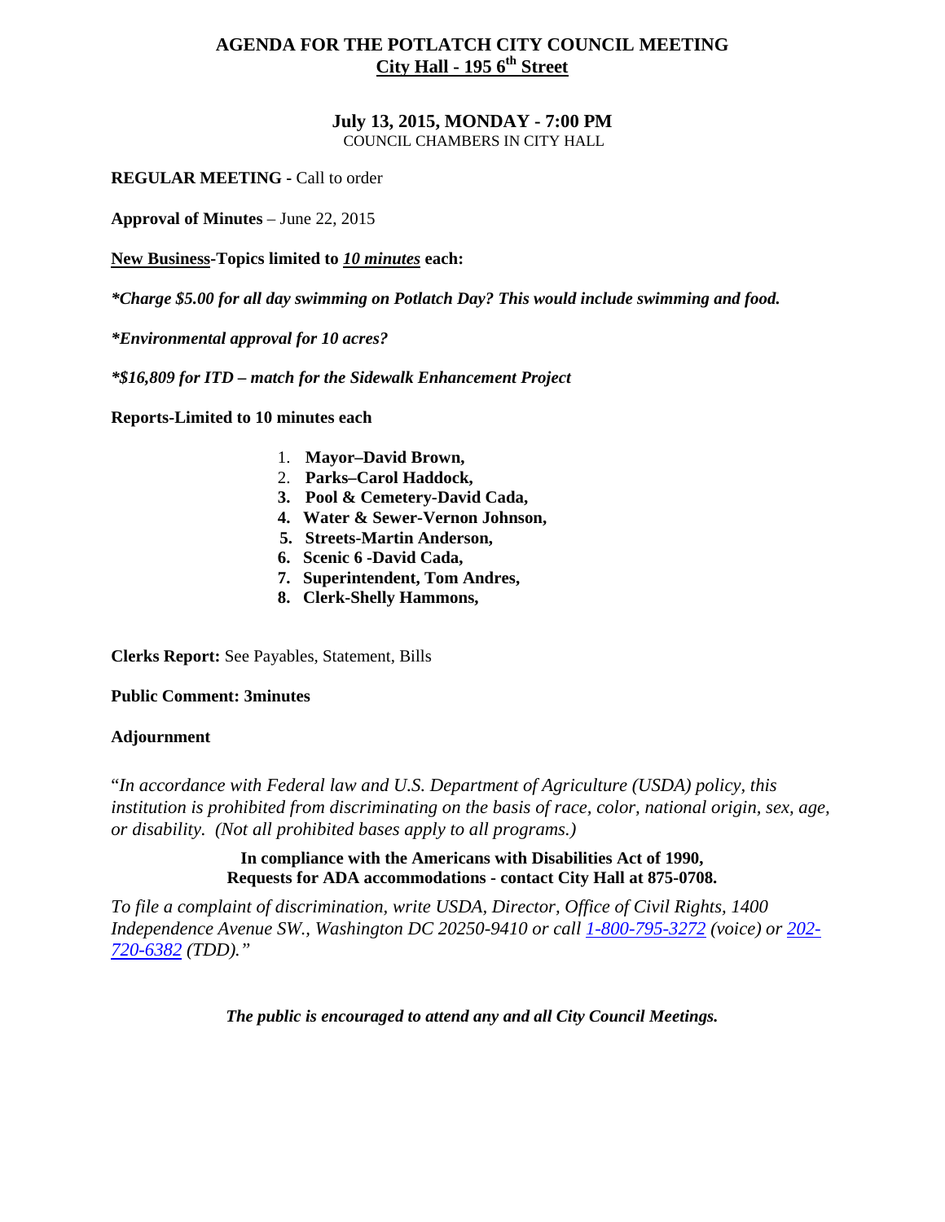# AGENDA FOR THE POTLATCH CITY COUNCIL MEETING
## City Hall - 195 6th Street

**July 13, 2015, MONDAY - 7:00 PM**
COUNCIL CHAMBERS IN CITY HALL

**REGULAR MEETING** - Call to order

**Approval of Minutes** – June 22, 2015

**New Business-Topics limited to *10 minutes* each:**

***Charge $5.00 for all day swimming on Potlatch Day? This would include swimming and food.***

***Environmental approval for 10 acres?***

***$16,809 for ITD – match for the Sidewalk Enhancement Project***

**Reports-Limited to 10 minutes each**

1. **Mayor–David Brown,**
2. **Parks–Carol Haddock,**
3. **Pool & Cemetery-David Cada,**
4. **Water & Sewer-Vernon Johnson,**
5. **Streets-Martin Anderson,**
6. **Scenic 6 -David Cada,**
7. **Superintendent, Tom Andres,**
8. **Clerk-Shelly Hammons,**

**Clerks Report:** See Payables, Statement, Bills

**Public Comment: 3minutes**

**Adjournment**

"*In accordance with Federal law and U.S. Department of Agriculture (USDA) policy, this institution is prohibited from discriminating on the basis of race, color, national origin, sex, age, or disability. (Not all prohibited bases apply to all programs.)*

**In compliance with the Americans with Disabilities Act of 1990,**
**Requests for ADA accommodations - contact City Hall at 875-0708.**

*To file a complaint of discrimination, write USDA, Director, Office of Civil Rights, 1400 Independence Avenue SW., Washington DC 20250-9410 or call 1-800-795-3272 (voice) or 202-720-6382 (TDD)."*

***The public is encouraged to attend any and all City Council Meetings.***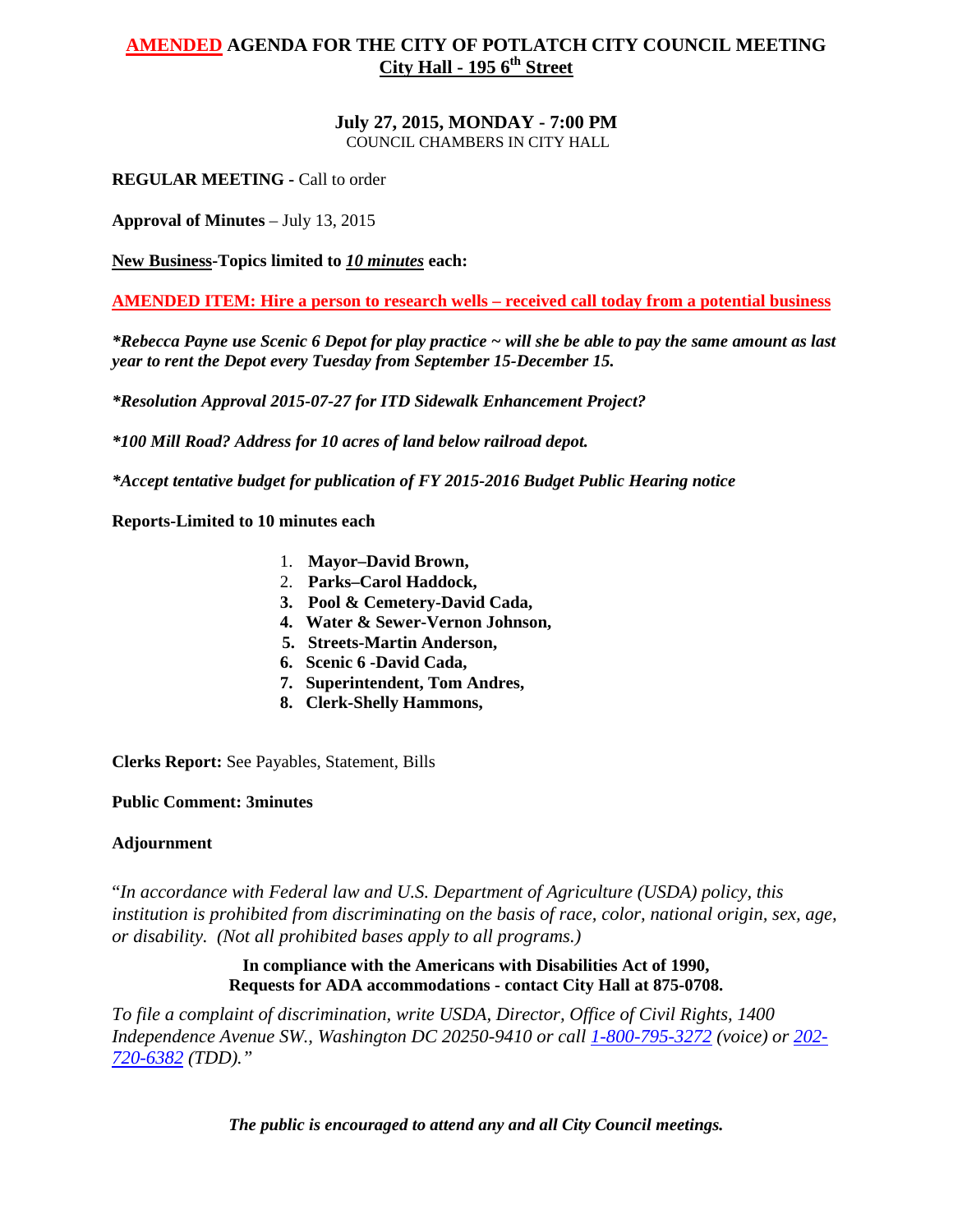# AMENDED AGENDA FOR THE CITY OF POTLATCH CITY COUNCIL MEETING
## City Hall - 195 6th Street

**July 27, 2015, MONDAY - 7:00 PM**
COUNCIL CHAMBERS IN CITY HALL

**REGULAR MEETING -** Call to order

**Approval of Minutes** – July 13, 2015

**New Business-Topics limited to *10 minutes* each:**

**AMENDED ITEM: Hire a person to research wells – received call today from a potential business**

***Rebecca Payne use Scenic 6 Depot for play practice ~ will she be able to pay the same amount as last year to rent the Depot every Tuesday from September 15-December 15.***

***Resolution Approval 2015-07-27 for ITD Sidewalk Enhancement Project?***

***100 Mill Road? Address for 10 acres of land below railroad depot.***

***Accept tentative budget for publication of FY 2015-2016 Budget Public Hearing notice***

**Reports-Limited to 10 minutes each**

1. **Mayor–David Brown,**
2. **Parks–Carol Haddock,**
3. **Pool & Cemetery-David Cada,**
4. **Water & Sewer-Vernon Johnson,**
5. **Streets-Martin Anderson,**
6. **Scenic 6 -David Cada,**
7. **Superintendent, Tom Andres,**
8. **Clerk-Shelly Hammons,**

**Clerks Report:** See Payables, Statement, Bills

**Public Comment: 3minutes**

**Adjournment**

"*In accordance with Federal law and U.S. Department of Agriculture (USDA) policy, this institution is prohibited from discriminating on the basis of race, color, national origin, sex, age, or disability. (Not all prohibited bases apply to all programs.)*

**In compliance with the Americans with Disabilities Act of 1990, Requests for ADA accommodations - contact City Hall at 875-0708.**

*To file a complaint of discrimination, write USDA, Director, Office of Civil Rights, 1400 Independence Avenue SW., Washington DC 20250-9410 or call 1-800-795-3272 (voice) or 202-720-6382 (TDD)."*

***The public is encouraged to attend any and all City Council meetings.***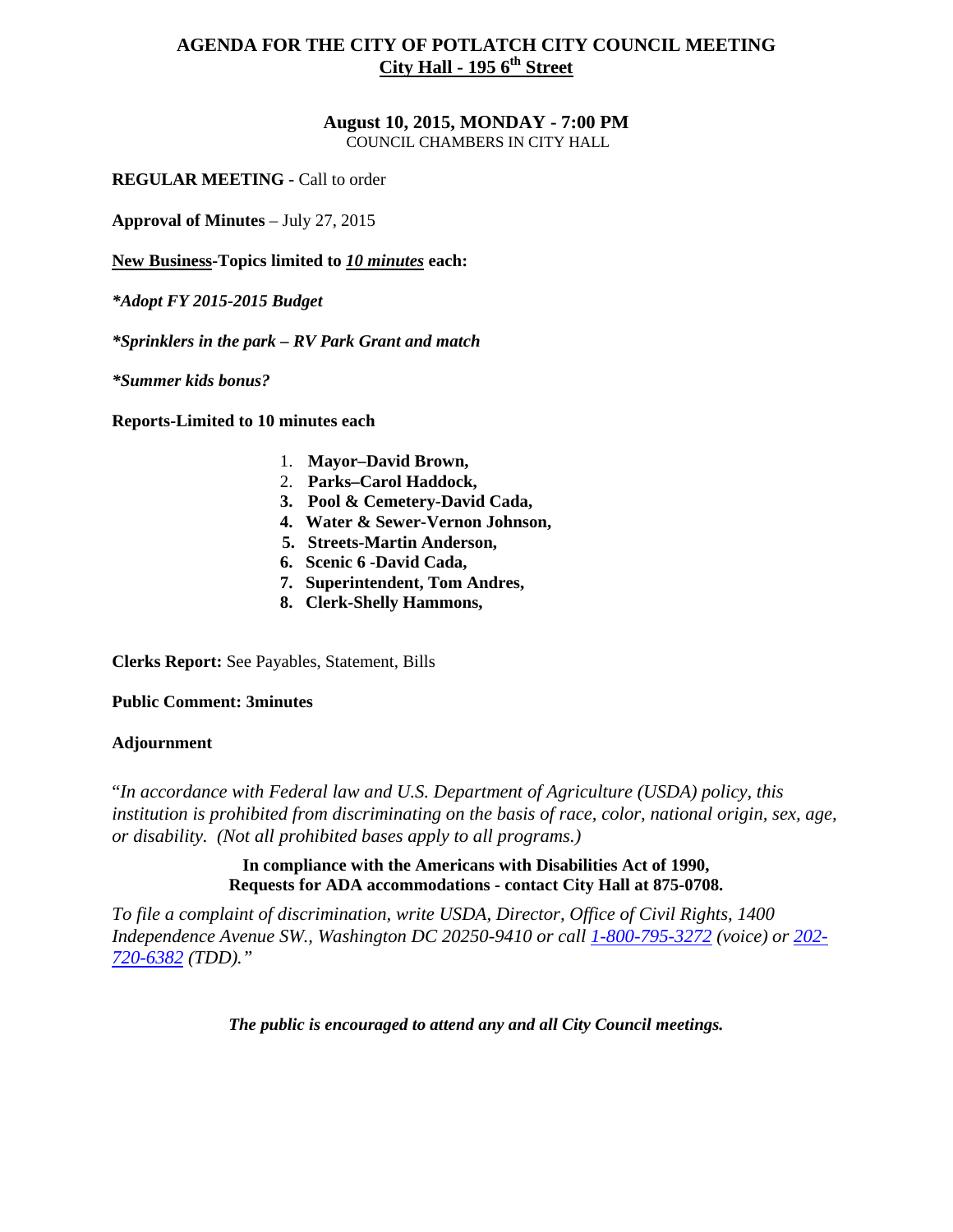# AGENDA FOR THE CITY OF POTLATCH CITY COUNCIL MEETING
## City Hall - 195 6th Street

**August 10, 2015, MONDAY - 7:00 PM**
COUNCIL CHAMBERS IN CITY HALL

**REGULAR MEETING -** Call to order

**Approval of Minutes** – July 27, 2015

**New Business-Topics limited to *10 minutes* each:**

***Adopt FY 2015-2015 Budget***

***Sprinklers in the park – RV Park Grant and match***

***Summer kids bonus?***

**Reports-Limited to 10 minutes each**

1. **Mayor–David Brown,**
2. **Parks–Carol Haddock,**
3. **Pool & Cemetery-David Cada,**
4. **Water & Sewer-Vernon Johnson,**
5. **Streets-Martin Anderson,**
6. **Scenic 6 -David Cada,**
7. **Superintendent, Tom Andres,**
8. **Clerk-Shelly Hammons,**

**Clerks Report:** See Payables, Statement, Bills

**Public Comment: 3minutes**

**Adjournment**

"*In accordance with Federal law and U.S. Department of Agriculture (USDA) policy, this institution is prohibited from discriminating on the basis of race, color, national origin, sex, age, or disability. (Not all prohibited bases apply to all programs.)*

**In compliance with the Americans with Disabilities Act of 1990, Requests for ADA accommodations - contact City Hall at 875-0708.**

*To file a complaint of discrimination, write USDA, Director, Office of Civil Rights, 1400 Independence Avenue SW., Washington DC 20250-9410 or call 1-800-795-3272 (voice) or 202-720-6382 (TDD)."*

***The public is encouraged to attend any and all City Council meetings.***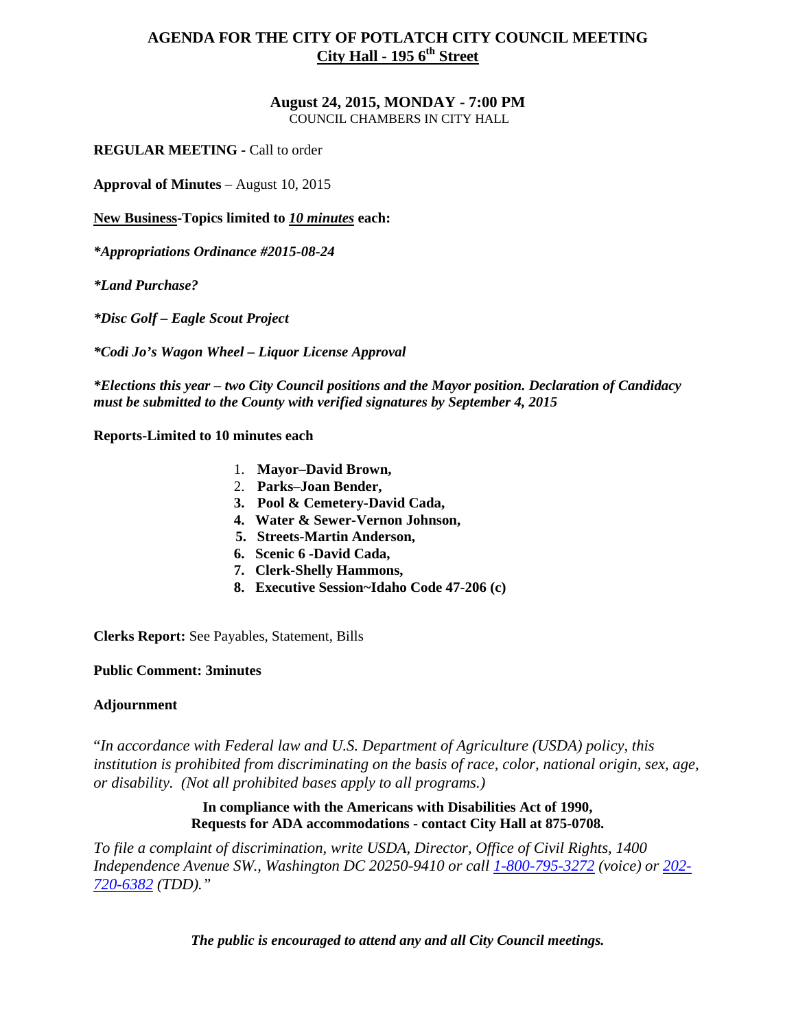# AGENDA FOR THE CITY OF POTLATCH CITY COUNCIL MEETING

## City Hall - 195 6th Street

**August 24, 2015, MONDAY - 7:00 PM**
COUNCIL CHAMBERS IN CITY HALL

**REGULAR MEETING -** Call to order

**Approval of Minutes** – August 10, 2015

**New Business-Topics limited to *10 minutes* each:**

***Appropriations Ordinance #2015-08-24***

***Land Purchase?***

***Disc Golf – Eagle Scout Project***

***Codi Jo's Wagon Wheel – Liquor License Approval***

***Elections this year – two City Council positions and the Mayor position. Declaration of Candidacy must be submitted to the County with verified signatures by September 4, 2015***

**Reports-Limited to 10 minutes each**

1. **Mayor–David Brown,**
2. **Parks–Joan Bender,**
3. **Pool & Cemetery-David Cada,**
4. **Water & Sewer-Vernon Johnson,**
5. **Streets-Martin Anderson,**
6. **Scenic 6 -David Cada,**
7. **Clerk-Shelly Hammons,**
8. **Executive Session~Idaho Code 47-206 (c)**

**Clerks Report:** See Payables, Statement, Bills

**Public Comment: 3minutes**

**Adjournment**

"*In accordance with Federal law and U.S. Department of Agriculture (USDA) policy, this institution is prohibited from discriminating on the basis of race, color, national origin, sex, age, or disability. (Not all prohibited bases apply to all programs.)*

**In compliance with the Americans with Disabilities Act of 1990, Requests for ADA accommodations - contact City Hall at 875-0708.**

*To file a complaint of discrimination, write USDA, Director, Office of Civil Rights, 1400 Independence Avenue SW., Washington DC 20250-9410 or call 1-800-795-3272 (voice) or 202-720-6382 (TDD)."*

***The public is encouraged to attend any and all City Council meetings.***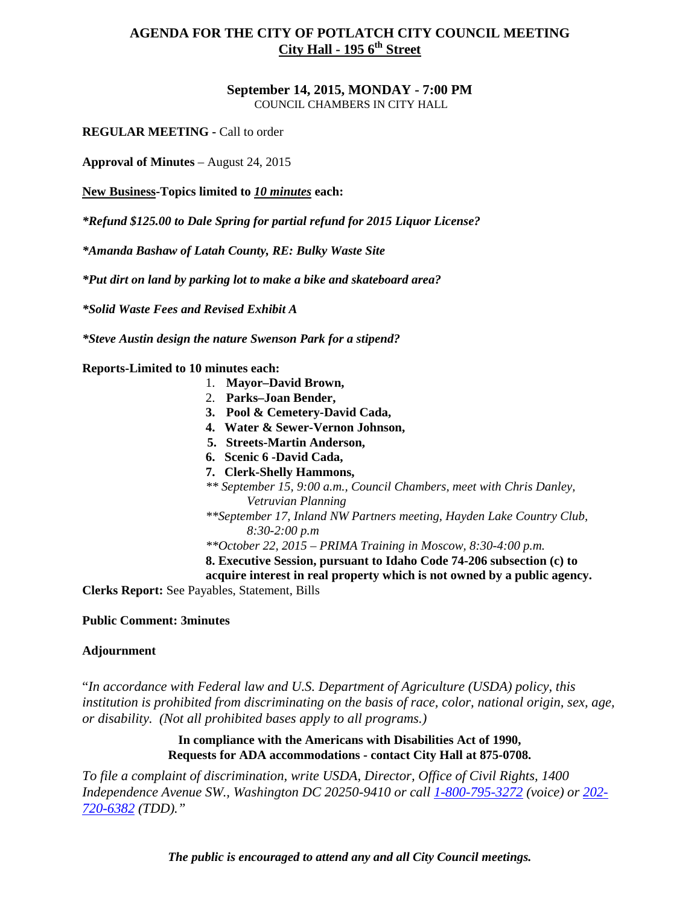# AGENDA FOR THE CITY OF POTLATCH CITY COUNCIL MEETING
## City Hall - 195 6th Street

**September 14, 2015, MONDAY - 7:00 PM**
COUNCIL CHAMBERS IN CITY HALL

**REGULAR MEETING** - Call to order

**Approval of Minutes** – August 24, 2015

**New Business-Topics limited to *10 minutes* each:**

***Refund $125.00 to Dale Spring for partial refund for 2015 Liquor License?***

***Amanda Bashaw of Latah County, RE: Bulky Waste Site***

***Put dirt on land by parking lot to make a bike and skateboard area?***

***Solid Waste Fees and Revised Exhibit A***

***Steve Austin design the nature Swenson Park for a stipend?***

**Reports-Limited to 10 minutes each:**

1. **Mayor–David Brown,**
2. **Parks–Joan Bender,**
3. **Pool & Cemetery-David Cada,**
4. **Water & Sewer-Vernon Johnson,**
5. **Streets-Martin Anderson,**
6. **Scenic 6 -David Cada,**
7. **Clerk-Shelly Hammons,**

*** September 15, 9:00 a.m., Council Chambers, meet with Chris Danley, Vetruvian Planning*

***September 17, Inland NW Partners meeting, Hayden Lake Country Club, 8:30-2:00 p.m*

***October 22, 2015 – PRIMA Training in Moscow, 8:30-4:00 p.m.*

**8. Executive Session, pursuant to Idaho Code 74-206 subsection (c) to acquire interest in real property which is not owned by a public agency.**

**Clerks Report:** See Payables, Statement, Bills

**Public Comment: 3minutes**

**Adjournment**

"*In accordance with Federal law and U.S. Department of Agriculture (USDA) policy, this institution is prohibited from discriminating on the basis of race, color, national origin, sex, age, or disability. (Not all prohibited bases apply to all programs.)*

**In compliance with the Americans with Disabilities Act of 1990,
Requests for ADA accommodations - contact City Hall at 875-0708.**

*To file a complaint of discrimination, write USDA, Director, Office of Civil Rights, 1400 Independence Avenue SW., Washington DC 20250-9410 or call 1-800-795-3272 (voice) or 202-720-6382 (TDD)."*

***The public is encouraged to attend any and all City Council meetings.***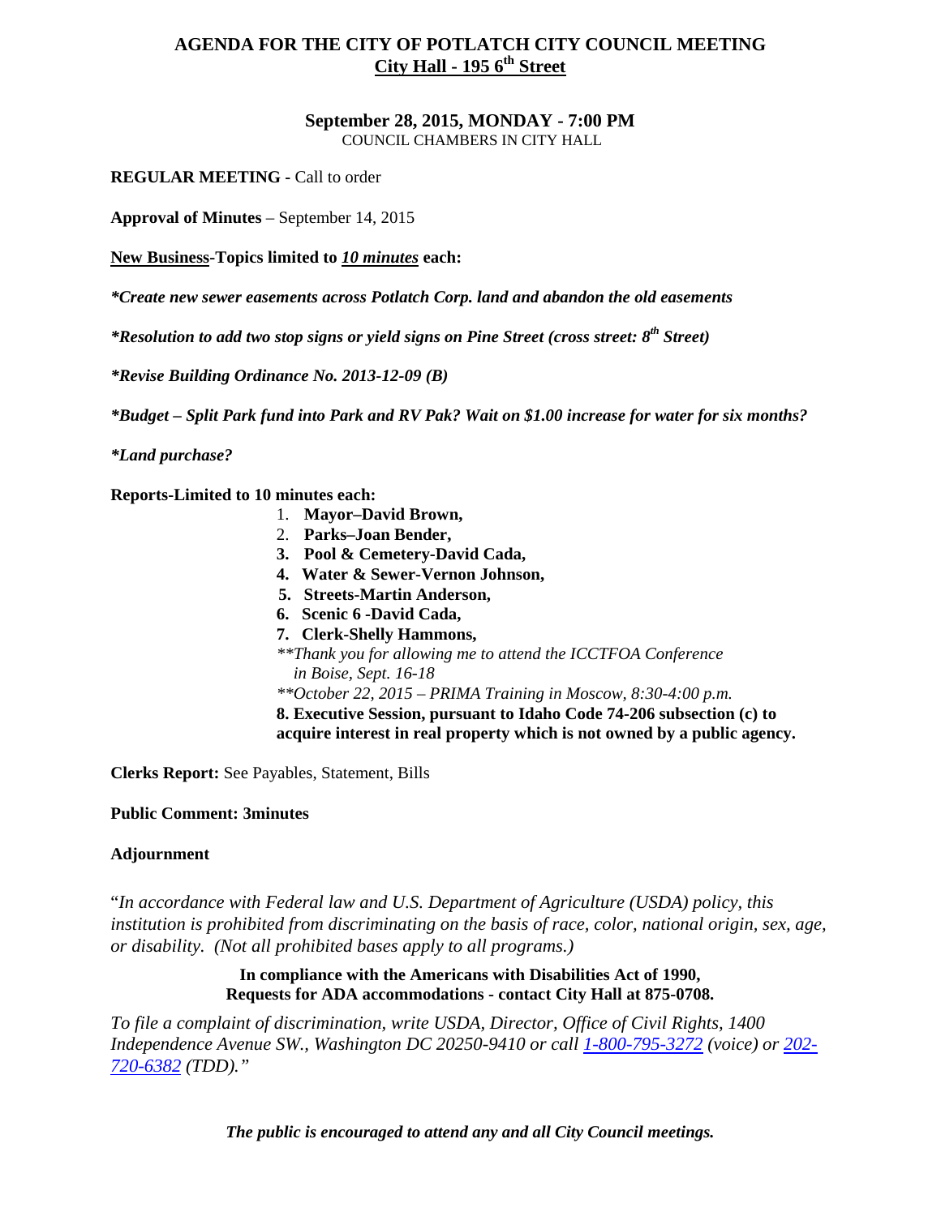# AGENDA FOR THE CITY OF POTLATCH CITY COUNCIL MEETING
## City Hall - 195 6th Street

**September 28, 2015, MONDAY - 7:00 PM**
COUNCIL CHAMBERS IN CITY HALL

**REGULAR MEETING -** Call to order

**Approval of Minutes** – September 14, 2015

**New Business-Topics limited to *10 minutes* each:**

***Create new sewer easements across Potlatch Corp. land and abandon the old easements***

***Resolution to add two stop signs or yield signs on Pine Street (cross street: 8th Street)***

***Revise Building Ordinance No. 2013-12-09 (B)***

***Budget – Split Park fund into Park and RV Pak? Wait on $1.00 increase for water for six months?***

***Land purchase?***

**Reports-Limited to 10 minutes each:**

1. **Mayor–David Brown,**
2. **Parks–Joan Bender,**
3. **Pool & Cemetery-David Cada,**
4. **Water & Sewer-Vernon Johnson,**
5. **Streets-Martin Anderson,**
6. **Scenic 6 -David Cada,**
7. **Clerk-Shelly Hammons,**
   *\*\*Thank you for allowing me to attend the ICCTFOA Conference in Boise, Sept. 16-18*
   *\*\*October 22, 2015 – PRIMA Training in Moscow, 8:30-4:00 p.m.*
8. **Executive Session, pursuant to Idaho Code 74-206 subsection (c) to acquire interest in real property which is not owned by a public agency.**

**Clerks Report:** See Payables, Statement, Bills

**Public Comment: 3minutes**

**Adjournment**

"*In accordance with Federal law and U.S. Department of Agriculture (USDA) policy, this institution is prohibited from discriminating on the basis of race, color, national origin, sex, age, or disability. (Not all prohibited bases apply to all programs.)*

**In compliance with the Americans with Disabilities Act of 1990, Requests for ADA accommodations - contact City Hall at 875-0708.**

*To file a complaint of discrimination, write USDA, Director, Office of Civil Rights, 1400 Independence Avenue SW., Washington DC 20250-9410 or call 1-800-795-3272 (voice) or 202-720-6382 (TDD)."*

***The public is encouraged to attend any and all City Council meetings.***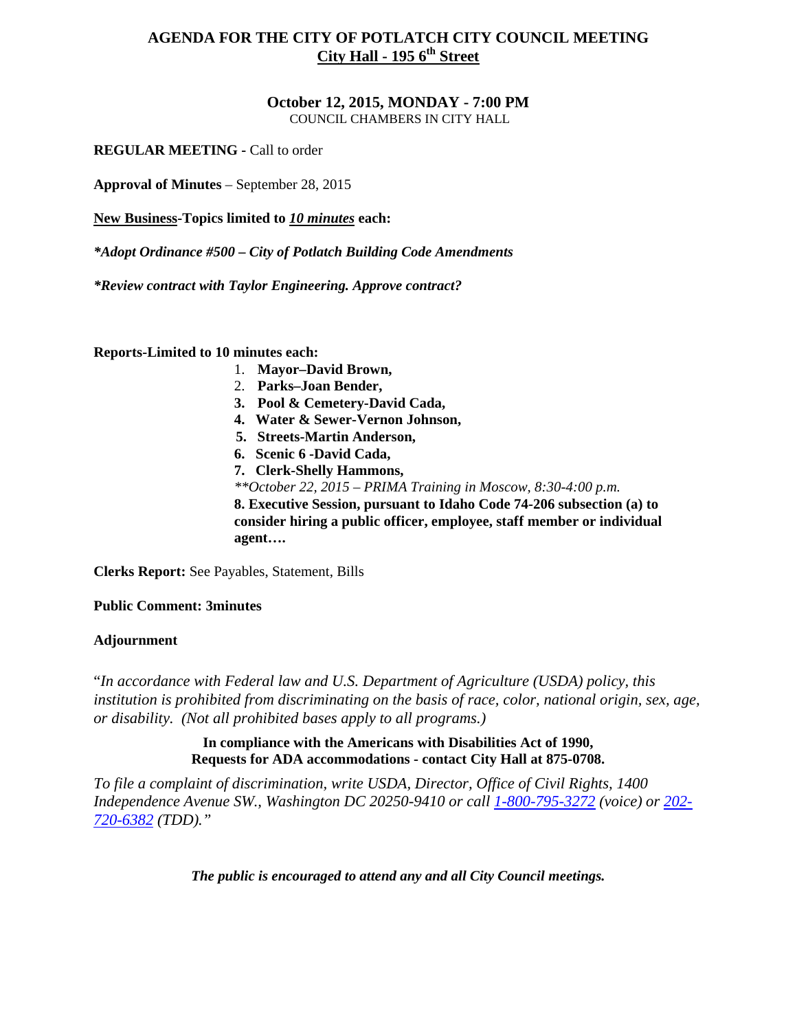# AGENDA FOR THE CITY OF POTLATCH CITY COUNCIL MEETING

## City Hall - 195 6th Street

### October 12, 2015, MONDAY - 7:00 PM

COUNCIL CHAMBERS IN CITY HALL

**REGULAR MEETING** - Call to order

**Approval of Minutes** – September 28, 2015

**New Business-Topics limited to *10 minutes* each:**

***Adopt Ordinance #500 – City of Potlatch Building Code Amendments***

***Review contract with Taylor Engineering. Approve contract?***

**Reports-Limited to 10 minutes each:**

1. **Mayor–David Brown,**
2. **Parks–Joan Bender,**
3. **Pool & Cemetery-David Cada,**
4. **Water & Sewer-Vernon Johnson,**
5. **Streets-Martin Anderson,**
6. **Scenic 6 -David Cada,**
7. **Clerk-Shelly Hammons,**

   *\*\*October 22, 2015 – PRIMA Training in Moscow, 8:30-4:00 p.m.*
8. **Executive Session, pursuant to Idaho Code 74-206 subsection (a) to consider hiring a public officer, employee, staff member or individual agent….**

**Clerks Report:** See Payables, Statement, Bills

**Public Comment: 3minutes**

**Adjournment**

"*In accordance with Federal law and U.S. Department of Agriculture (USDA) policy, this institution is prohibited from discriminating on the basis of race, color, national origin, sex, age, or disability. (Not all prohibited bases apply to all programs.)*

**In compliance with the Americans with Disabilities Act of 1990,
Requests for ADA accommodations - contact City Hall at 875-0708.**

*To file a complaint of discrimination, write USDA, Director, Office of Civil Rights, 1400 Independence Avenue SW., Washington DC 20250-9410 or call 1-800-795-3272 (voice) or 202-720-6382 (TDD)."*

***The public is encouraged to attend any and all City Council meetings.***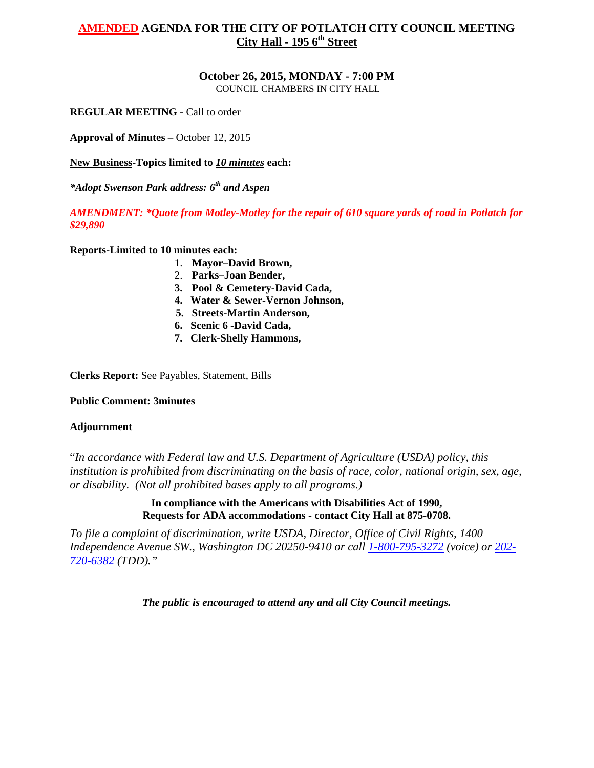# AMENDED AGENDA FOR THE CITY OF POTLATCH CITY COUNCIL MEETING
## City Hall - 195 6th Street

**October 26, 2015, MONDAY - 7:00 PM**
COUNCIL CHAMBERS IN CITY HALL

**REGULAR MEETING -** Call to order

**Approval of Minutes** – October 12, 2015

**New Business-Topics limited to *10 minutes* each:**

***\*Adopt Swenson Park address: 6th and Aspen***

***AMENDMENT: \*Quote from Motley-Motley for the repair of 610 square yards of road in Potlatch for $29,890***

**Reports-Limited to 10 minutes each:**

1. **Mayor–David Brown,**
2. **Parks–Joan Bender,**
3. **Pool & Cemetery-David Cada,**
4. **Water & Sewer-Vernon Johnson,**
5. **Streets-Martin Anderson,**
6. **Scenic 6 -David Cada,**
7. **Clerk-Shelly Hammons,**

**Clerks Report:** See Payables, Statement, Bills

**Public Comment: 3minutes**

**Adjournment**

"*In accordance with Federal law and U.S. Department of Agriculture (USDA) policy, this institution is prohibited from discriminating on the basis of race, color, national origin, sex, age, or disability. (Not all prohibited bases apply to all programs.)*

**In compliance with the Americans with Disabilities Act of 1990, Requests for ADA accommodations - contact City Hall at 875-0708.**

*To file a complaint of discrimination, write USDA, Director, Office of Civil Rights, 1400 Independence Avenue SW., Washington DC 20250-9410 or call 1-800-795-3272 (voice) or 202-720-6382 (TDD)."*

***The public is encouraged to attend any and all City Council meetings.***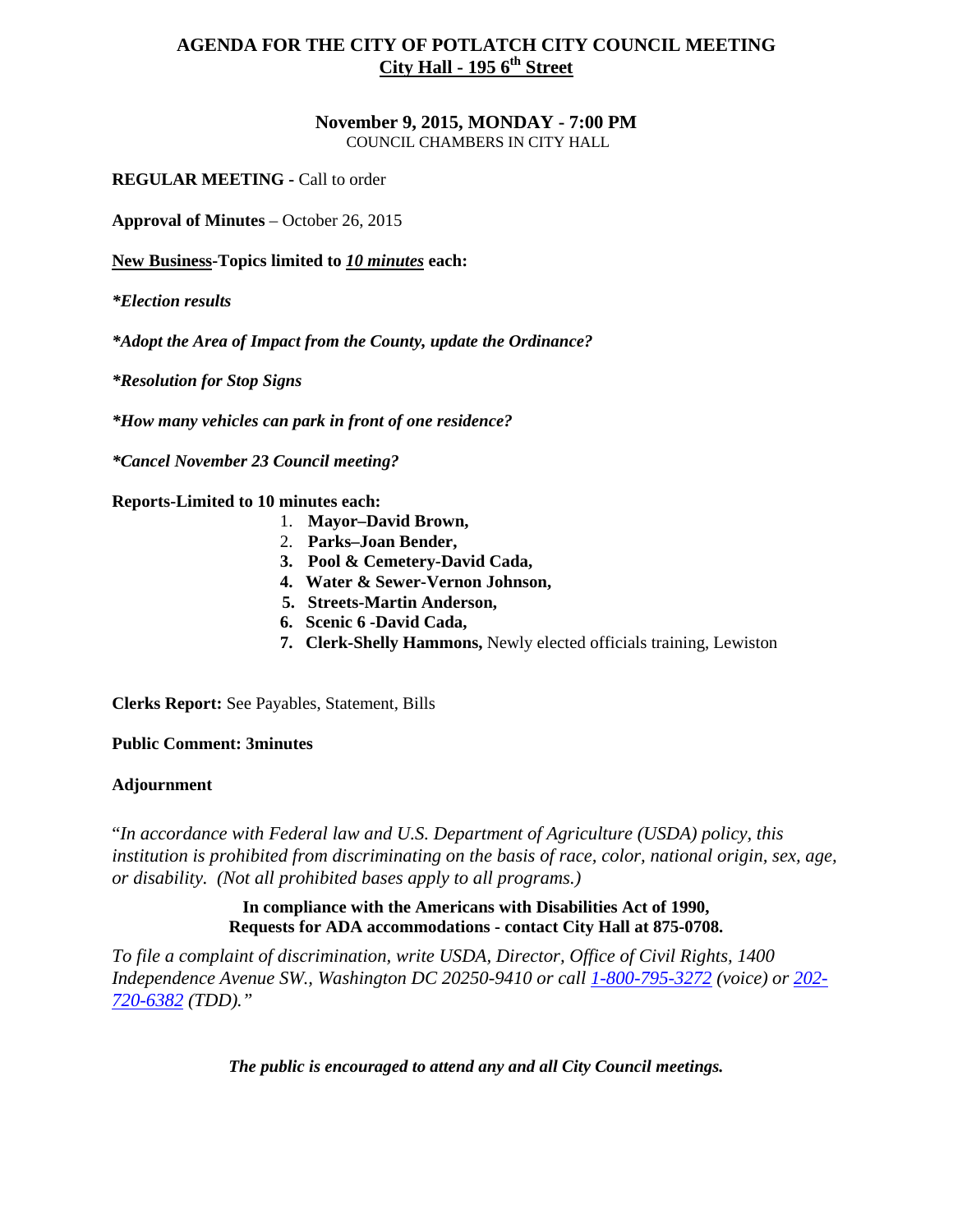# AGENDA FOR THE CITY OF POTLATCH CITY COUNCIL MEETING

## City Hall - 195 6th Street

### November 9, 2015, MONDAY - 7:00 PM

COUNCIL CHAMBERS IN CITY HALL

**REGULAR MEETING -** Call to order

**Approval of Minutes** – October 26, 2015

**New Business-Topics limited to *10 minutes* each:**

***\*Election results***

***\*Adopt the Area of Impact from the County, update the Ordinance?***

***\*Resolution for Stop Signs***

***\*How many vehicles can park in front of one residence?***

***\*Cancel November 23 Council meeting?***

**Reports-Limited to 10 minutes each:**

1. **Mayor–David Brown,**
2. **Parks–Joan Bender,**
3. **Pool & Cemetery-David Cada,**
4. **Water & Sewer-Vernon Johnson,**
5. **Streets-Martin Anderson,**
6. **Scenic 6 -David Cada,**
7. **Clerk-Shelly Hammons,** Newly elected officials training, Lewiston

**Clerks Report:** See Payables, Statement, Bills

**Public Comment: 3minutes**

**Adjournment**

"*In accordance with Federal law and U.S. Department of Agriculture (USDA) policy, this institution is prohibited from discriminating on the basis of race, color, national origin, sex, age, or disability. (Not all prohibited bases apply to all programs.)*

**In compliance with the Americans with Disabilities Act of 1990, Requests for ADA accommodations - contact City Hall at 875-0708.**

*To file a complaint of discrimination, write USDA, Director, Office of Civil Rights, 1400 Independence Avenue SW., Washington DC 20250-9410 or call 1-800-795-3272 (voice) or 202-720-6382 (TDD)."*

***The public is encouraged to attend any and all City Council meetings.***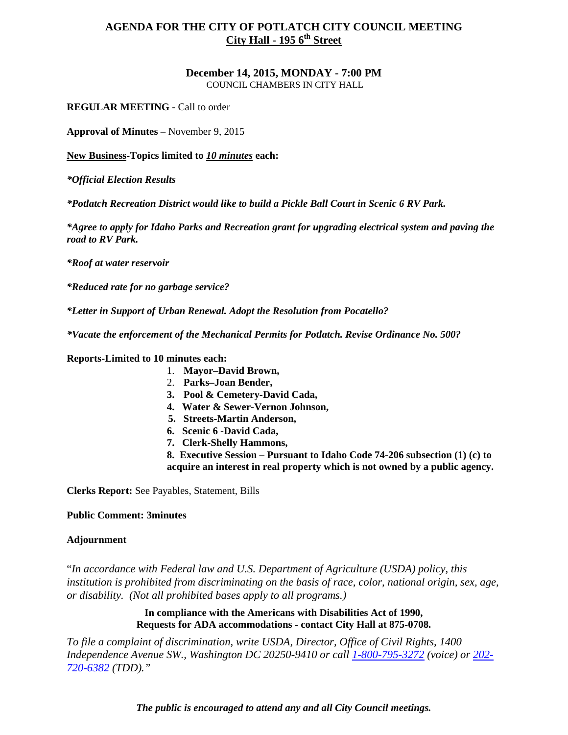# AGENDA FOR THE CITY OF POTLATCH CITY COUNCIL MEETING
## City Hall - 195 6th Street

**December 14, 2015, MONDAY - 7:00 PM**
COUNCIL CHAMBERS IN CITY HALL

**REGULAR MEETING -** Call to order

**Approval of Minutes** – November 9, 2015

**New Business-Topics limited to *10 minutes* each:**

***Official Election Results***

***Potlatch Recreation District would like to build a Pickle Ball Court in Scenic 6 RV Park.***

***Agree to apply for Idaho Parks and Recreation grant for upgrading electrical system and paving the road to RV Park.***

***Roof at water reservoir***

***Reduced rate for no garbage service?***

***Letter in Support of Urban Renewal. Adopt the Resolution from Pocatello?***

***Vacate the enforcement of the Mechanical Permits for Potlatch. Revise Ordinance No. 500?***

**Reports-Limited to 10 minutes each:**

1. **Mayor–David Brown,**
2. **Parks–Joan Bender,**
3. **Pool & Cemetery-David Cada,**
4. **Water & Sewer-Vernon Johnson,**
5. **Streets-Martin Anderson,**
6. **Scenic 6 -David Cada,**
7. **Clerk-Shelly Hammons,**
8. **Executive Session – Pursuant to Idaho Code 74-206 subsection (1) (c) to acquire an interest in real property which is not owned by a public agency.**

**Clerks Report:** See Payables, Statement, Bills

**Public Comment: 3minutes**

**Adjournment**

"*In accordance with Federal law and U.S. Department of Agriculture (USDA) policy, this institution is prohibited from discriminating on the basis of race, color, national origin, sex, age, or disability. (Not all prohibited bases apply to all programs.)*

**In compliance with the Americans with Disabilities Act of 1990, Requests for ADA accommodations - contact City Hall at 875-0708.**

*To file a complaint of discrimination, write USDA, Director, Office of Civil Rights, 1400 Independence Avenue SW., Washington DC 20250-9410 or call 1-800-795-3272 (voice) or 202-720-6382 (TDD)."*

***The public is encouraged to attend any and all City Council meetings.***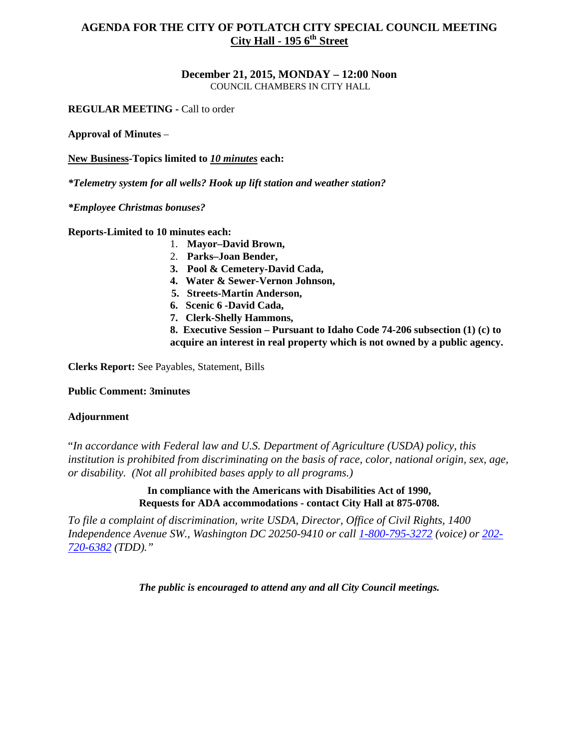# AGENDA FOR THE CITY OF POTLATCH CITY SPECIAL COUNCIL MEETING

## City Hall - 195 6th Street

**December 21, 2015, MONDAY – 12:00 Noon**

COUNCIL CHAMBERS IN CITY HALL

**REGULAR MEETING** - Call to order

**Approval of Minutes** –

**New Business-Topics limited to *10 minutes* each:**

***Telemetry system for all wells? Hook up lift station and weather station?***

***Employee Christmas bonuses?***

**Reports-Limited to 10 minutes each:**

1. **Mayor–David Brown,**
2. **Parks–Joan Bender,**
3. **Pool & Cemetery-David Cada,**
4. **Water & Sewer-Vernon Johnson,**
5. **Streets-Martin Anderson,**
6. **Scenic 6 -David Cada,**
7. **Clerk-Shelly Hammons,**
8. **Executive Session – Pursuant to Idaho Code 74-206 subsection (1) (c) to acquire an interest in real property which is not owned by a public agency.**

**Clerks Report:** See Payables, Statement, Bills

**Public Comment: 3minutes**

**Adjournment**

"*In accordance with Federal law and U.S. Department of Agriculture (USDA) policy, this institution is prohibited from discriminating on the basis of race, color, national origin, sex, age, or disability. (Not all prohibited bases apply to all programs.)*

**In compliance with the Americans with Disabilities Act of 1990, Requests for ADA accommodations - contact City Hall at 875-0708.**

*To file a complaint of discrimination, write USDA, Director, Office of Civil Rights, 1400 Independence Avenue SW., Washington DC 20250-9410 or call 1-800-795-3272 (voice) or 202-720-6382 (TDD)."*

***The public is encouraged to attend any and all City Council meetings.***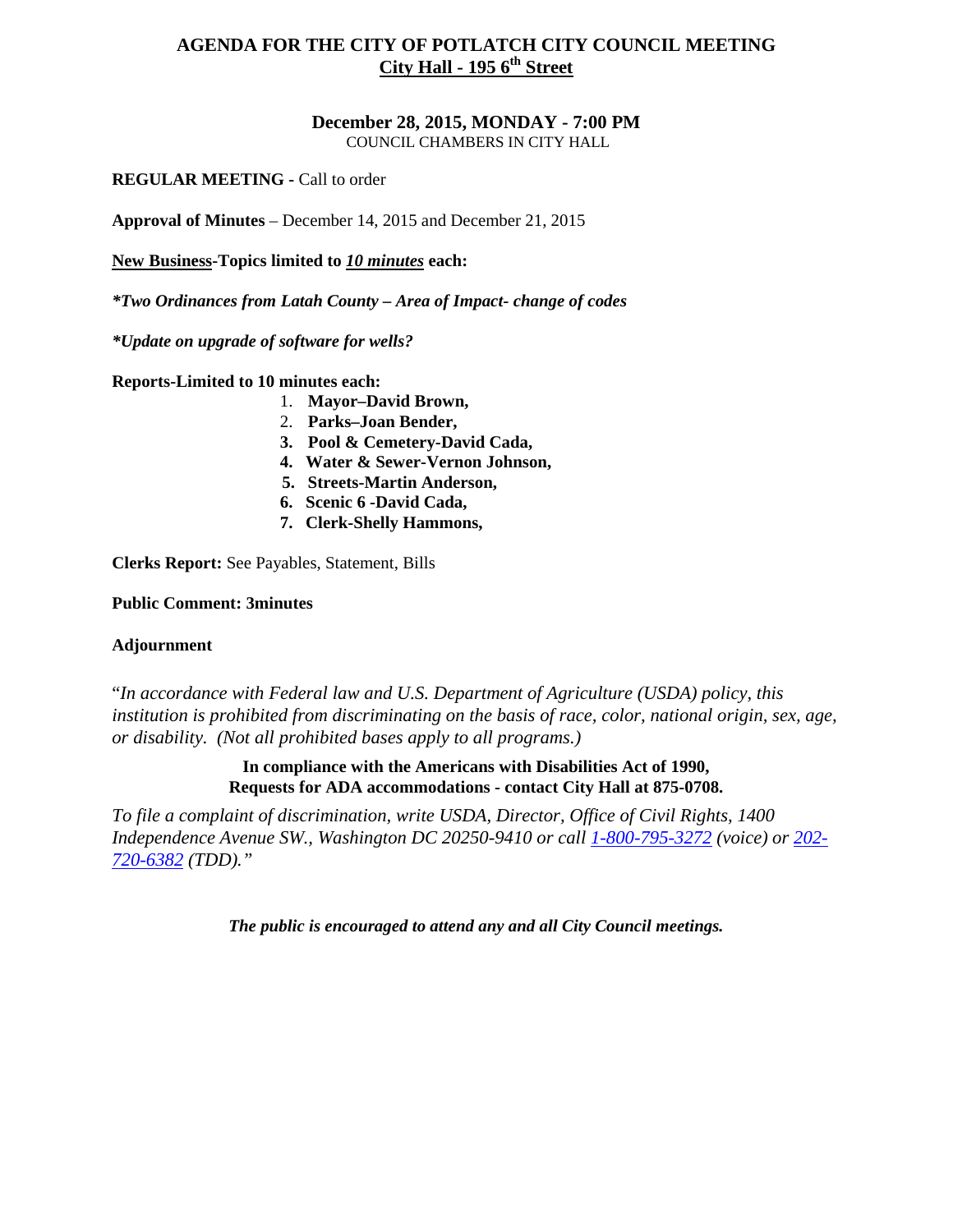# AGENDA FOR THE CITY OF POTLATCH CITY COUNCIL MEETING
## City Hall - 195 6th Street

**December 28, 2015, MONDAY - 7:00 PM**
COUNCIL CHAMBERS IN CITY HALL

**REGULAR MEETING -** Call to order

**Approval of Minutes** – December 14, 2015 and December 21, 2015

**New Business-Topics limited to *10 minutes* each:**

***Two Ordinances from Latah County – Area of Impact- change of codes***

***Update on upgrade of software for wells?***

**Reports-Limited to 10 minutes each:**

1. **Mayor–David Brown,**
2. **Parks–Joan Bender,**
3. **Pool & Cemetery-David Cada,**
4. **Water & Sewer-Vernon Johnson,**
5. **Streets-Martin Anderson,**
6. **Scenic 6 -David Cada,**
7. **Clerk-Shelly Hammons,**

**Clerks Report:** See Payables, Statement, Bills

**Public Comment: 3minutes**

**Adjournment**

"*In accordance with Federal law and U.S. Department of Agriculture (USDA) policy, this institution is prohibited from discriminating on the basis of race, color, national origin, sex, age, or disability. (Not all prohibited bases apply to all programs.)*

**In compliance with the Americans with Disabilities Act of 1990, Requests for ADA accommodations - contact City Hall at 875-0708.**

*To file a complaint of discrimination, write USDA, Director, Office of Civil Rights, 1400 Independence Avenue SW., Washington DC 20250-9410 or call 1-800-795-3272 (voice) or 202-720-6382 (TDD)."*

***The public is encouraged to attend any and all City Council meetings.***